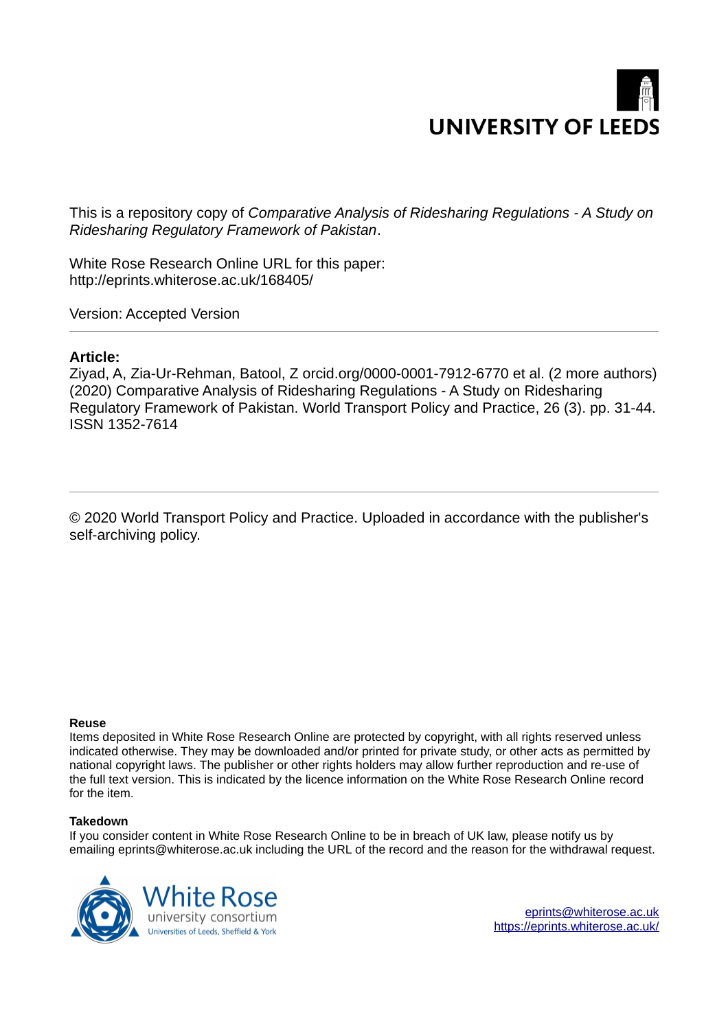UNIVERSITY OF LEEDS

This is a repository copy of *Comparative Analysis of Ridesharing Regulations - A Study on Ridesharing Regulatory Framework of Pakistan*.

White Rose Research Online URL for this paper:
http://eprints.whiterose.ac.uk/168405/

Version: Accepted Version

---

**Article:**

Ziyad, A, Zia-Ur-Rehman, Batool, Z orcid.org/0000-0001-7912-6770 et al. (2 more authors) (2020) Comparative Analysis of Ridesharing Regulations - A Study on Ridesharing Regulatory Framework of Pakistan. World Transport Policy and Practice, 26 (3). pp. 31-44. ISSN 1352-7614

---

© 2020 World Transport Policy and Practice. Uploaded in accordance with the publisher's self-archiving policy.

**Reuse**

Items deposited in White Rose Research Online are protected by copyright, with all rights reserved unless indicated otherwise. They may be downloaded and/or printed for private study, or other acts as permitted by national copyright laws. The publisher or other rights holders may allow further reproduction and re-use of the full text version. This is indicated by the licence information on the White Rose Research Online record for the item.

**Takedown**

If you consider content in White Rose Research Online to be in breach of UK law, please notify us by emailing eprints@whiterose.ac.uk including the URL of the record and the reason for the withdrawal request.

White Rose university consortium
Universities of Leeds, Sheffield & York

eprints@whiterose.ac.uk
https://eprints.whiterose.ac.uk/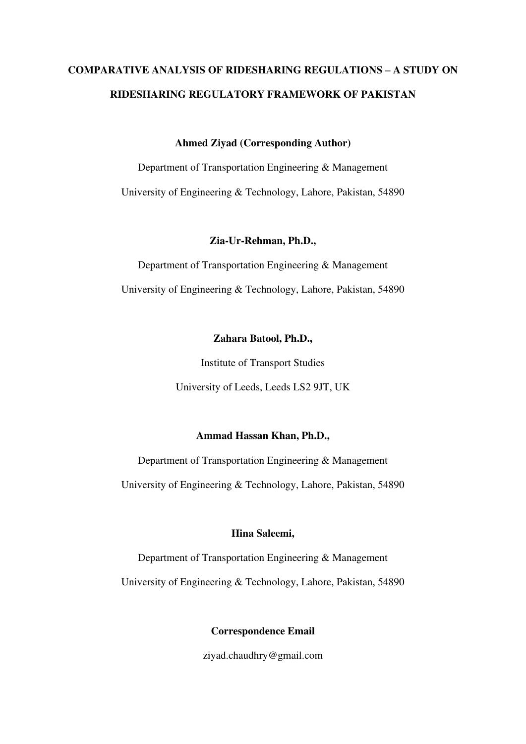# COMPARATIVE ANALYSIS OF RIDESHARING REGULATIONS – A STUDY ON RIDESHARING REGULATORY FRAMEWORK OF PAKISTAN

**Ahmed Ziyad (Corresponding Author)**

Department of Transportation Engineering & Management

University of Engineering & Technology, Lahore, Pakistan, 54890

**Zia-Ur-Rehman, Ph.D.,**

Department of Transportation Engineering & Management

University of Engineering & Technology, Lahore, Pakistan, 54890

**Zahara Batool, Ph.D.,**

Institute of Transport Studies

University of Leeds, Leeds LS2 9JT, UK

**Ammad Hassan Khan, Ph.D.,**

Department of Transportation Engineering & Management

University of Engineering & Technology, Lahore, Pakistan, 54890

**Hina Saleemi,**

Department of Transportation Engineering & Management

University of Engineering & Technology, Lahore, Pakistan, 54890

**Correspondence Email**

ziyad.chaudhry@gmail.com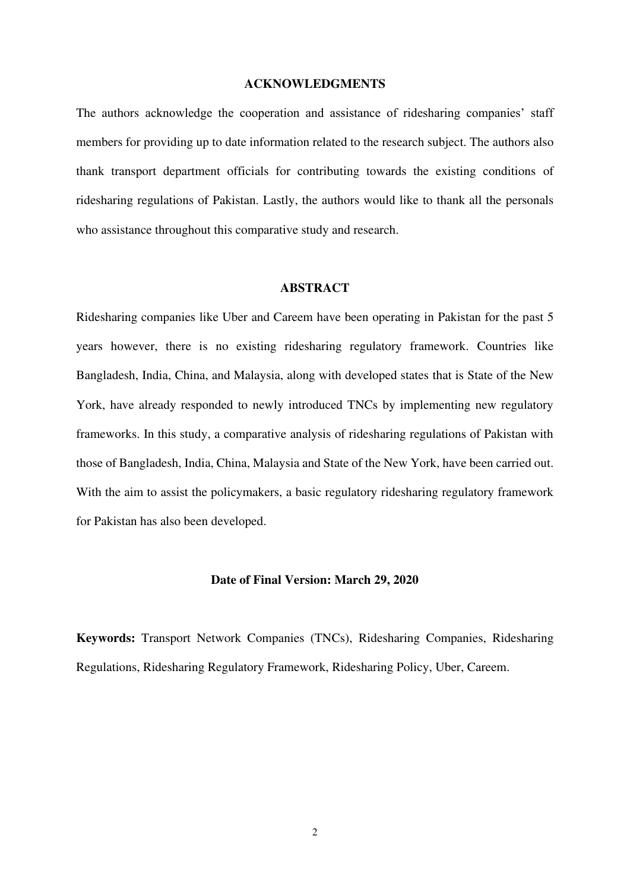## ACKNOWLEDGMENTS

The authors acknowledge the cooperation and assistance of ridesharing companies' staff members for providing up to date information related to the research subject. The authors also thank transport department officials for contributing towards the existing conditions of ridesharing regulations of Pakistan. Lastly, the authors would like to thank all the personals who assistance throughout this comparative study and research.

## ABSTRACT

Ridesharing companies like Uber and Careem have been operating in Pakistan for the past 5 years however, there is no existing ridesharing regulatory framework. Countries like Bangladesh, India, China, and Malaysia, along with developed states that is State of the New York, have already responded to newly introduced TNCs by implementing new regulatory frameworks. In this study, a comparative analysis of ridesharing regulations of Pakistan with those of Bangladesh, India, China, Malaysia and State of the New York, have been carried out. With the aim to assist the policymakers, a basic regulatory ridesharing regulatory framework for Pakistan has also been developed.

**Date of Final Version: March 29, 2020**

**Keywords:** Transport Network Companies (TNCs), Ridesharing Companies, Ridesharing Regulations, Ridesharing Regulatory Framework, Ridesharing Policy, Uber, Careem.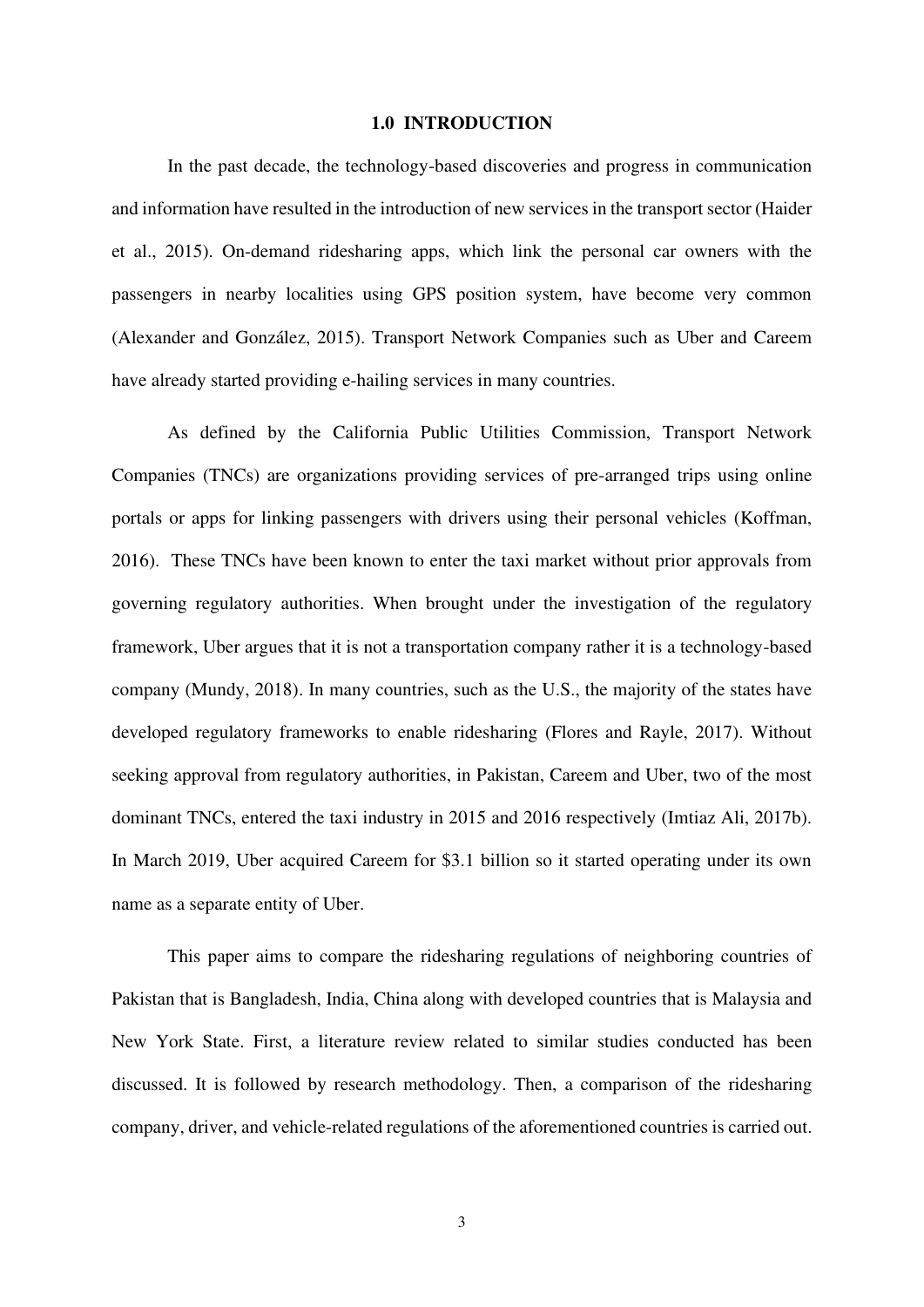# 1.0 INTRODUCTION

In the past decade, the technology-based discoveries and progress in communication and information have resulted in the introduction of new services in the transport sector (Haider et al., 2015). On-demand ridesharing apps, which link the personal car owners with the passengers in nearby localities using GPS position system, have become very common (Alexander and González, 2015). Transport Network Companies such as Uber and Careem have already started providing e-hailing services in many countries.

As defined by the California Public Utilities Commission, Transport Network Companies (TNCs) are organizations providing services of pre-arranged trips using online portals or apps for linking passengers with drivers using their personal vehicles (Koffman, 2016). These TNCs have been known to enter the taxi market without prior approvals from governing regulatory authorities. When brought under the investigation of the regulatory framework, Uber argues that it is not a transportation company rather it is a technology-based company (Mundy, 2018). In many countries, such as the U.S., the majority of the states have developed regulatory frameworks to enable ridesharing (Flores and Rayle, 2017). Without seeking approval from regulatory authorities, in Pakistan, Careem and Uber, two of the most dominant TNCs, entered the taxi industry in 2015 and 2016 respectively (Imtiaz Ali, 2017b). In March 2019, Uber acquired Careem for $3.1 billion so it started operating under its own name as a separate entity of Uber.

This paper aims to compare the ridesharing regulations of neighboring countries of Pakistan that is Bangladesh, India, China along with developed countries that is Malaysia and New York State. First, a literature review related to similar studies conducted has been discussed. It is followed by research methodology. Then, a comparison of the ridesharing company, driver, and vehicle-related regulations of the aforementioned countries is carried out.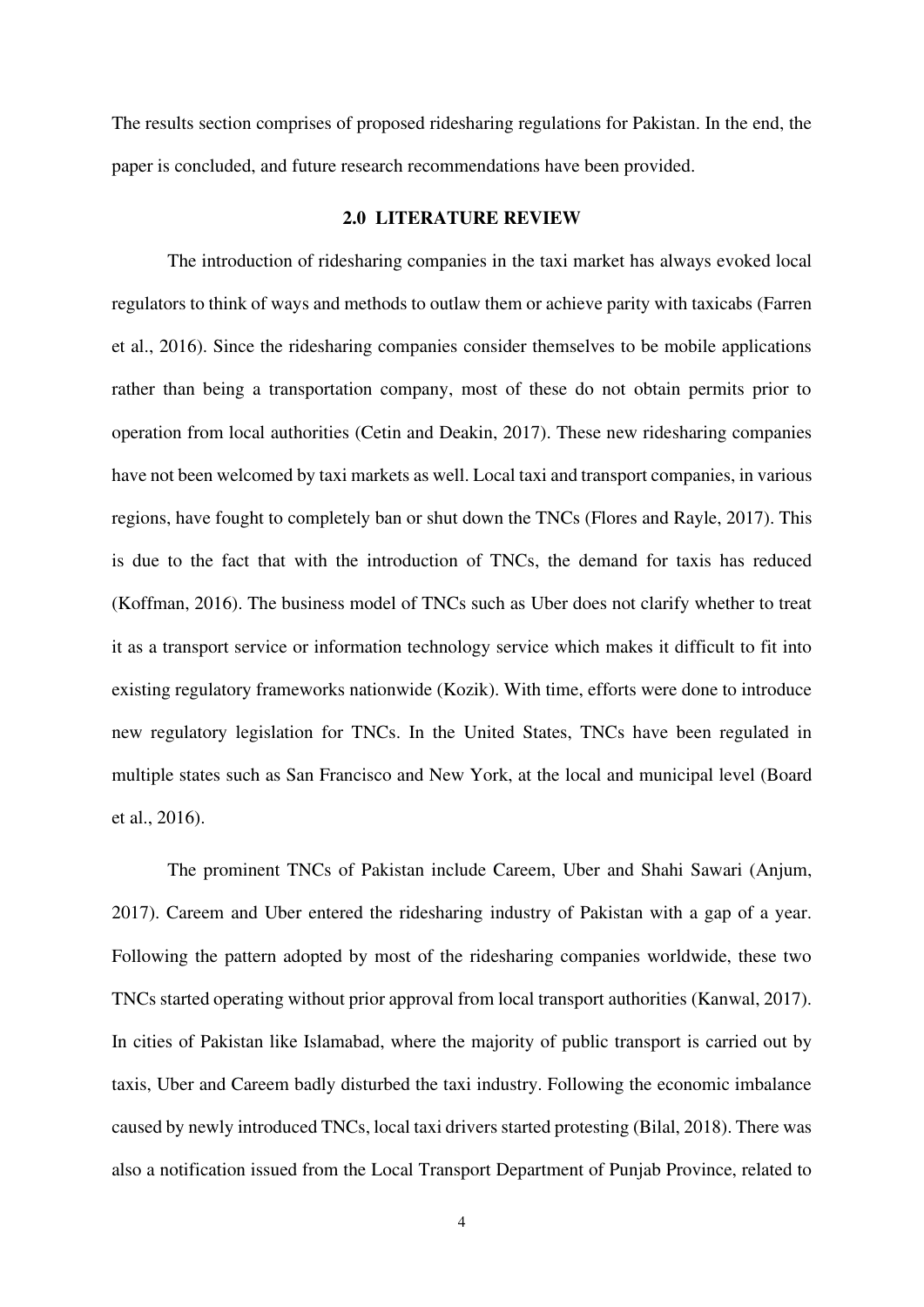The results section comprises of proposed ridesharing regulations for Pakistan. In the end, the paper is concluded, and future research recommendations have been provided.

## 2.0 LITERATURE REVIEW

The introduction of ridesharing companies in the taxi market has always evoked local regulators to think of ways and methods to outlaw them or achieve parity with taxicabs (Farren et al., 2016). Since the ridesharing companies consider themselves to be mobile applications rather than being a transportation company, most of these do not obtain permits prior to operation from local authorities (Cetin and Deakin, 2017). These new ridesharing companies have not been welcomed by taxi markets as well. Local taxi and transport companies, in various regions, have fought to completely ban or shut down the TNCs (Flores and Rayle, 2017). This is due to the fact that with the introduction of TNCs, the demand for taxis has reduced (Koffman, 2016). The business model of TNCs such as Uber does not clarify whether to treat it as a transport service or information technology service which makes it difficult to fit into existing regulatory frameworks nationwide (Kozik). With time, efforts were done to introduce new regulatory legislation for TNCs. In the United States, TNCs have been regulated in multiple states such as San Francisco and New York, at the local and municipal level (Board et al., 2016).

The prominent TNCs of Pakistan include Careem, Uber and Shahi Sawari (Anjum, 2017). Careem and Uber entered the ridesharing industry of Pakistan with a gap of a year. Following the pattern adopted by most of the ridesharing companies worldwide, these two TNCs started operating without prior approval from local transport authorities (Kanwal, 2017). In cities of Pakistan like Islamabad, where the majority of public transport is carried out by taxis, Uber and Careem badly disturbed the taxi industry. Following the economic imbalance caused by newly introduced TNCs, local taxi drivers started protesting (Bilal, 2018). There was also a notification issued from the Local Transport Department of Punjab Province, related to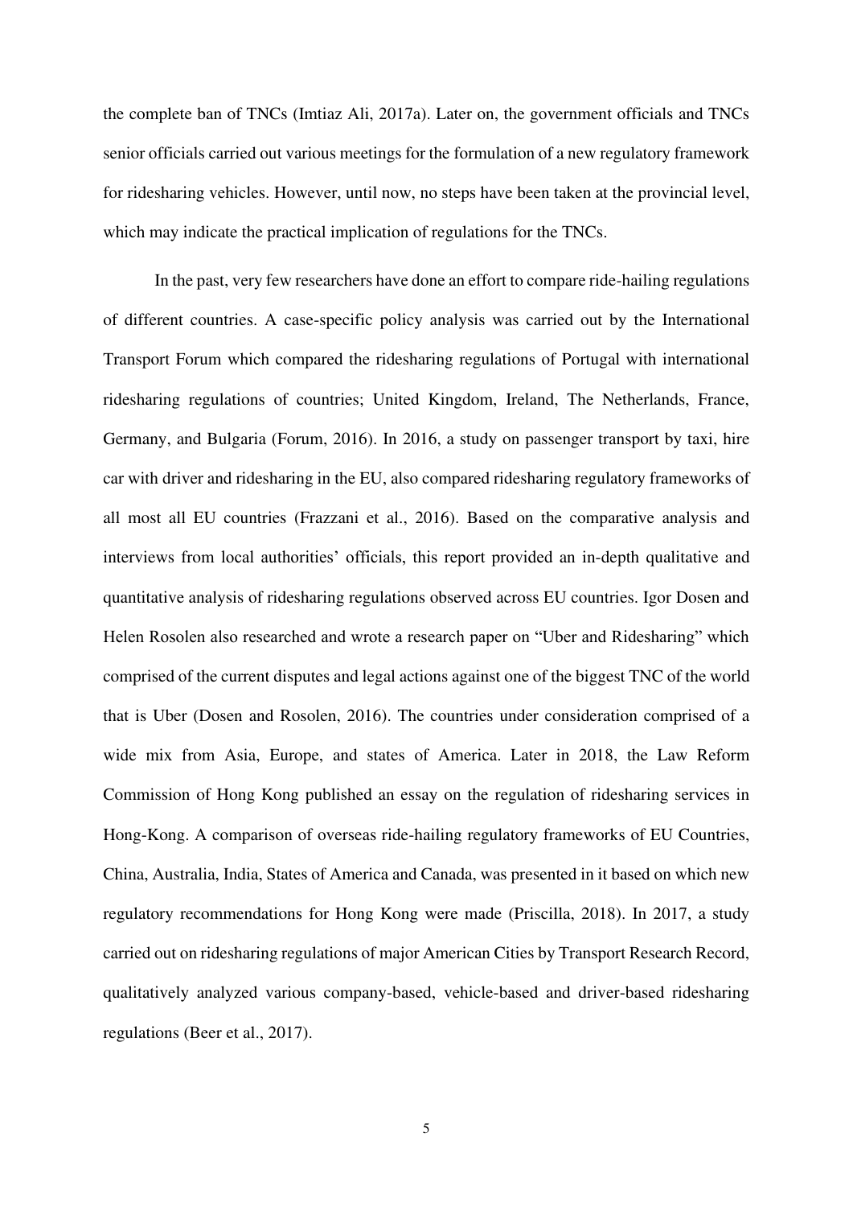the complete ban of TNCs (Imtiaz Ali, 2017a). Later on, the government officials and TNCs senior officials carried out various meetings for the formulation of a new regulatory framework for ridesharing vehicles. However, until now, no steps have been taken at the provincial level, which may indicate the practical implication of regulations for the TNCs.

In the past, very few researchers have done an effort to compare ride-hailing regulations of different countries. A case-specific policy analysis was carried out by the International Transport Forum which compared the ridesharing regulations of Portugal with international ridesharing regulations of countries; United Kingdom, Ireland, The Netherlands, France, Germany, and Bulgaria (Forum, 2016). In 2016, a study on passenger transport by taxi, hire car with driver and ridesharing in the EU, also compared ridesharing regulatory frameworks of all most all EU countries (Frazzani et al., 2016). Based on the comparative analysis and interviews from local authorities' officials, this report provided an in-depth qualitative and quantitative analysis of ridesharing regulations observed across EU countries. Igor Dosen and Helen Rosolen also researched and wrote a research paper on "Uber and Ridesharing" which comprised of the current disputes and legal actions against one of the biggest TNC of the world that is Uber (Dosen and Rosolen, 2016). The countries under consideration comprised of a wide mix from Asia, Europe, and states of America. Later in 2018, the Law Reform Commission of Hong Kong published an essay on the regulation of ridesharing services in Hong-Kong. A comparison of overseas ride-hailing regulatory frameworks of EU Countries, China, Australia, India, States of America and Canada, was presented in it based on which new regulatory recommendations for Hong Kong were made (Priscilla, 2018). In 2017, a study carried out on ridesharing regulations of major American Cities by Transport Research Record, qualitatively analyzed various company-based, vehicle-based and driver-based ridesharing regulations (Beer et al., 2017).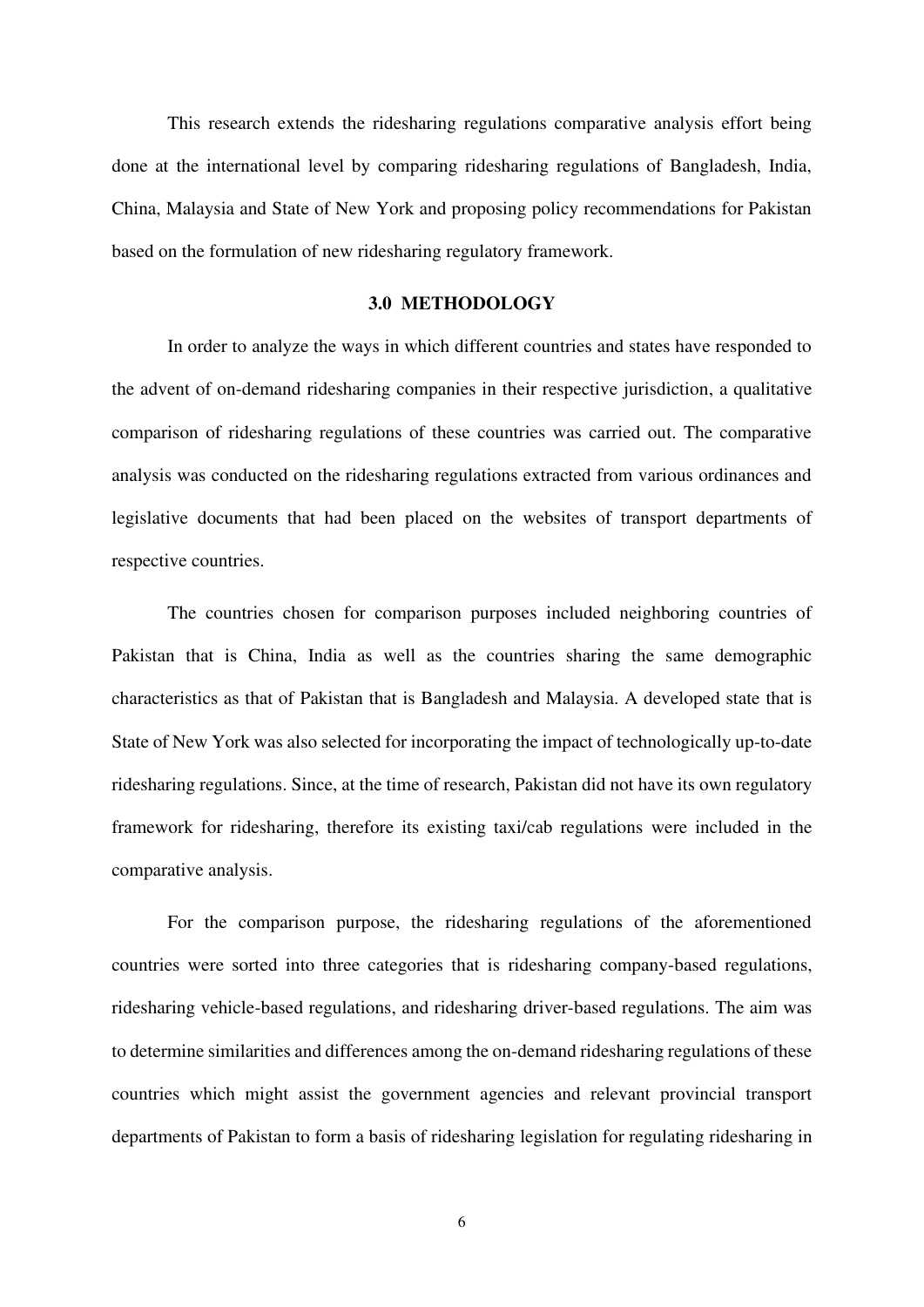This research extends the ridesharing regulations comparative analysis effort being done at the international level by comparing ridesharing regulations of Bangladesh, India, China, Malaysia and State of New York and proposing policy recommendations for Pakistan based on the formulation of new ridesharing regulatory framework.

## 3.0 METHODOLOGY

In order to analyze the ways in which different countries and states have responded to the advent of on-demand ridesharing companies in their respective jurisdiction, a qualitative comparison of ridesharing regulations of these countries was carried out. The comparative analysis was conducted on the ridesharing regulations extracted from various ordinances and legislative documents that had been placed on the websites of transport departments of respective countries.

The countries chosen for comparison purposes included neighboring countries of Pakistan that is China, India as well as the countries sharing the same demographic characteristics as that of Pakistan that is Bangladesh and Malaysia. A developed state that is State of New York was also selected for incorporating the impact of technologically up-to-date ridesharing regulations. Since, at the time of research, Pakistan did not have its own regulatory framework for ridesharing, therefore its existing taxi/cab regulations were included in the comparative analysis.

For the comparison purpose, the ridesharing regulations of the aforementioned countries were sorted into three categories that is ridesharing company-based regulations, ridesharing vehicle-based regulations, and ridesharing driver-based regulations. The aim was to determine similarities and differences among the on-demand ridesharing regulations of these countries which might assist the government agencies and relevant provincial transport departments of Pakistan to form a basis of ridesharing legislation for regulating ridesharing in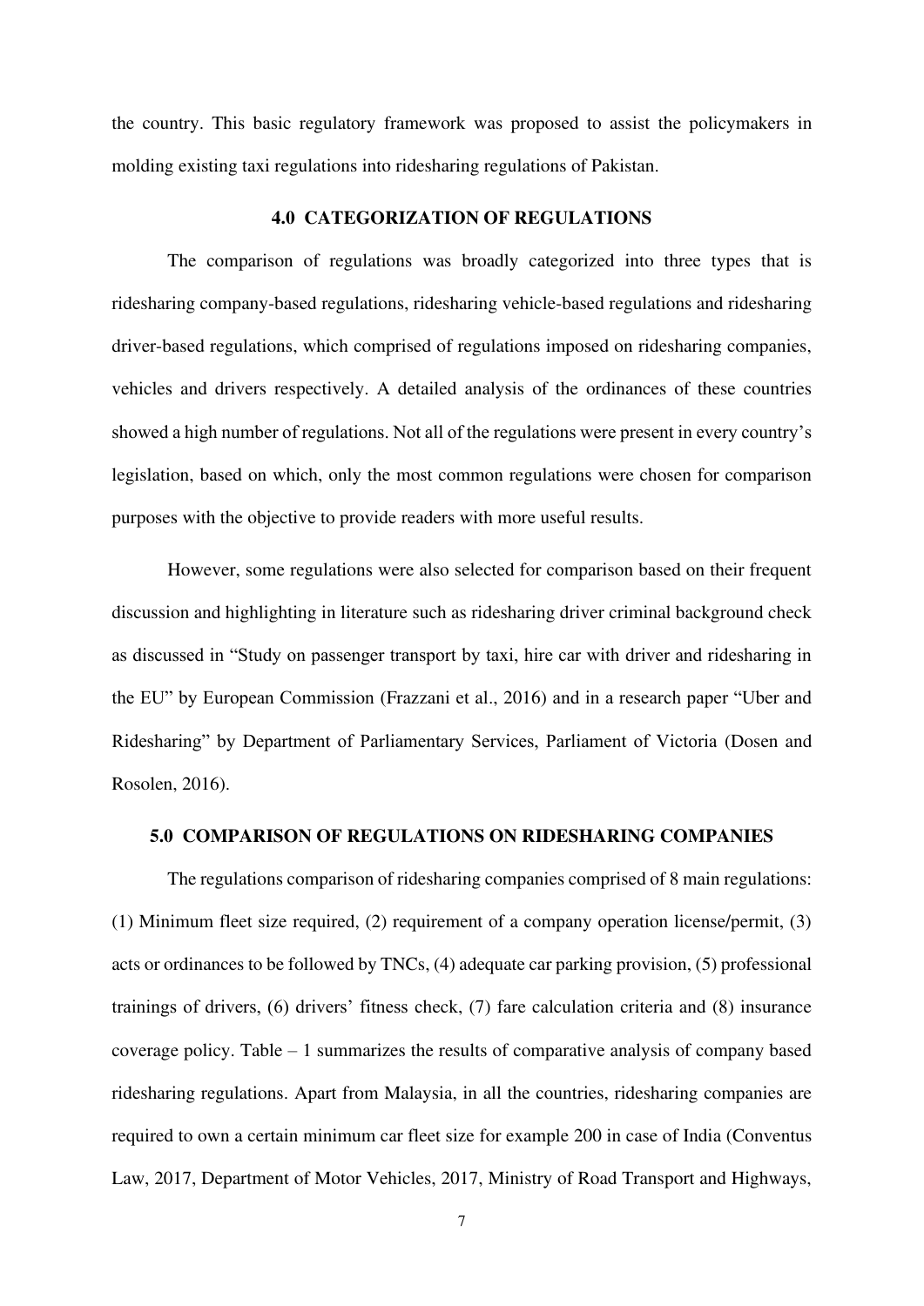the country. This basic regulatory framework was proposed to assist the policymakers in molding existing taxi regulations into ridesharing regulations of Pakistan.

## 4.0 CATEGORIZATION OF REGULATIONS

The comparison of regulations was broadly categorized into three types that is ridesharing company-based regulations, ridesharing vehicle-based regulations and ridesharing driver-based regulations, which comprised of regulations imposed on ridesharing companies, vehicles and drivers respectively. A detailed analysis of the ordinances of these countries showed a high number of regulations. Not all of the regulations were present in every country's legislation, based on which, only the most common regulations were chosen for comparison purposes with the objective to provide readers with more useful results.

However, some regulations were also selected for comparison based on their frequent discussion and highlighting in literature such as ridesharing driver criminal background check as discussed in "Study on passenger transport by taxi, hire car with driver and ridesharing in the EU" by European Commission (Frazzani et al., 2016) and in a research paper "Uber and Ridesharing" by Department of Parliamentary Services, Parliament of Victoria (Dosen and Rosolen, 2016).

## 5.0 COMPARISON OF REGULATIONS ON RIDESHARING COMPANIES

The regulations comparison of ridesharing companies comprised of 8 main regulations: (1) Minimum fleet size required, (2) requirement of a company operation license/permit, (3) acts or ordinances to be followed by TNCs, (4) adequate car parking provision, (5) professional trainings of drivers, (6) drivers' fitness check, (7) fare calculation criteria and (8) insurance coverage policy. Table – 1 summarizes the results of comparative analysis of company based ridesharing regulations. Apart from Malaysia, in all the countries, ridesharing companies are required to own a certain minimum car fleet size for example 200 in case of India (Conventus Law, 2017, Department of Motor Vehicles, 2017, Ministry of Road Transport and Highways,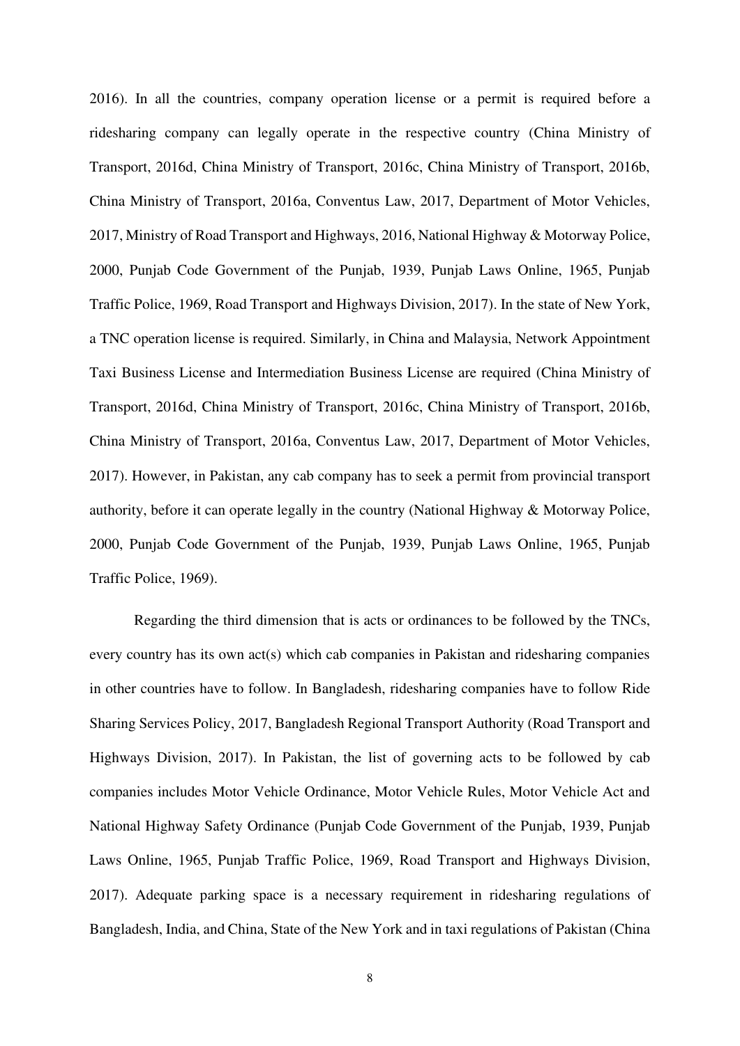2016). In all the countries, company operation license or a permit is required before a ridesharing company can legally operate in the respective country (China Ministry of Transport, 2016d, China Ministry of Transport, 2016c, China Ministry of Transport, 2016b, China Ministry of Transport, 2016a, Conventus Law, 2017, Department of Motor Vehicles, 2017, Ministry of Road Transport and Highways, 2016, National Highway & Motorway Police, 2000, Punjab Code Government of the Punjab, 1939, Punjab Laws Online, 1965, Punjab Traffic Police, 1969, Road Transport and Highways Division, 2017). In the state of New York, a TNC operation license is required. Similarly, in China and Malaysia, Network Appointment Taxi Business License and Intermediation Business License are required (China Ministry of Transport, 2016d, China Ministry of Transport, 2016c, China Ministry of Transport, 2016b, China Ministry of Transport, 2016a, Conventus Law, 2017, Department of Motor Vehicles, 2017). However, in Pakistan, any cab company has to seek a permit from provincial transport authority, before it can operate legally in the country (National Highway & Motorway Police, 2000, Punjab Code Government of the Punjab, 1939, Punjab Laws Online, 1965, Punjab Traffic Police, 1969).

Regarding the third dimension that is acts or ordinances to be followed by the TNCs, every country has its own act(s) which cab companies in Pakistan and ridesharing companies in other countries have to follow. In Bangladesh, ridesharing companies have to follow Ride Sharing Services Policy, 2017, Bangladesh Regional Transport Authority (Road Transport and Highways Division, 2017). In Pakistan, the list of governing acts to be followed by cab companies includes Motor Vehicle Ordinance, Motor Vehicle Rules, Motor Vehicle Act and National Highway Safety Ordinance (Punjab Code Government of the Punjab, 1939, Punjab Laws Online, 1965, Punjab Traffic Police, 1969, Road Transport and Highways Division, 2017). Adequate parking space is a necessary requirement in ridesharing regulations of Bangladesh, India, and China, State of the New York and in taxi regulations of Pakistan (China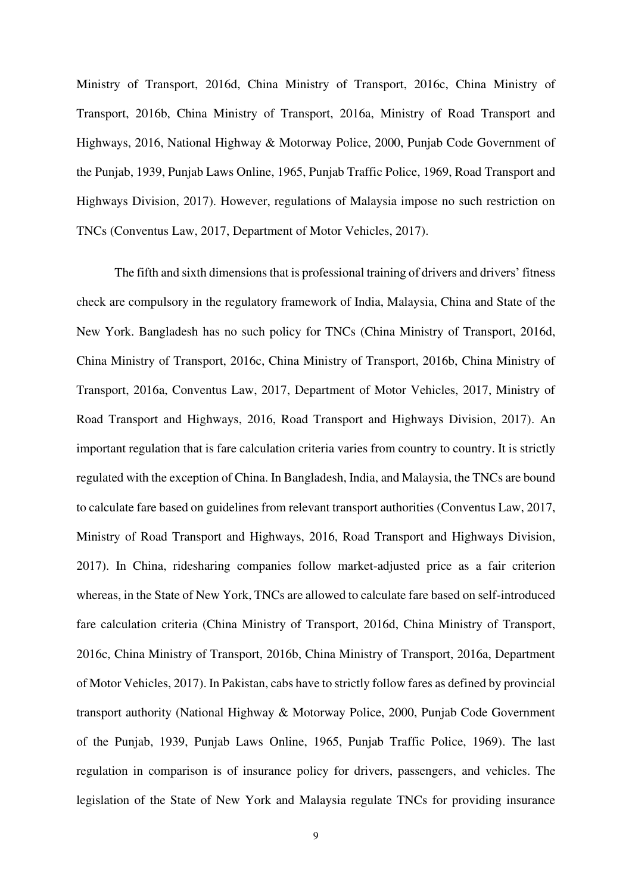Ministry of Transport, 2016d, China Ministry of Transport, 2016c, China Ministry of Transport, 2016b, China Ministry of Transport, 2016a, Ministry of Road Transport and Highways, 2016, National Highway & Motorway Police, 2000, Punjab Code Government of the Punjab, 1939, Punjab Laws Online, 1965, Punjab Traffic Police, 1969, Road Transport and Highways Division, 2017). However, regulations of Malaysia impose no such restriction on TNCs (Conventus Law, 2017, Department of Motor Vehicles, 2017).

The fifth and sixth dimensions that is professional training of drivers and drivers' fitness check are compulsory in the regulatory framework of India, Malaysia, China and State of the New York. Bangladesh has no such policy for TNCs (China Ministry of Transport, 2016d, China Ministry of Transport, 2016c, China Ministry of Transport, 2016b, China Ministry of Transport, 2016a, Conventus Law, 2017, Department of Motor Vehicles, 2017, Ministry of Road Transport and Highways, 2016, Road Transport and Highways Division, 2017). An important regulation that is fare calculation criteria varies from country to country. It is strictly regulated with the exception of China. In Bangladesh, India, and Malaysia, the TNCs are bound to calculate fare based on guidelines from relevant transport authorities (Conventus Law, 2017, Ministry of Road Transport and Highways, 2016, Road Transport and Highways Division, 2017). In China, ridesharing companies follow market-adjusted price as a fair criterion whereas, in the State of New York, TNCs are allowed to calculate fare based on self-introduced fare calculation criteria (China Ministry of Transport, 2016d, China Ministry of Transport, 2016c, China Ministry of Transport, 2016b, China Ministry of Transport, 2016a, Department of Motor Vehicles, 2017). In Pakistan, cabs have to strictly follow fares as defined by provincial transport authority (National Highway & Motorway Police, 2000, Punjab Code Government of the Punjab, 1939, Punjab Laws Online, 1965, Punjab Traffic Police, 1969). The last regulation in comparison is of insurance policy for drivers, passengers, and vehicles. The legislation of the State of New York and Malaysia regulate TNCs for providing insurance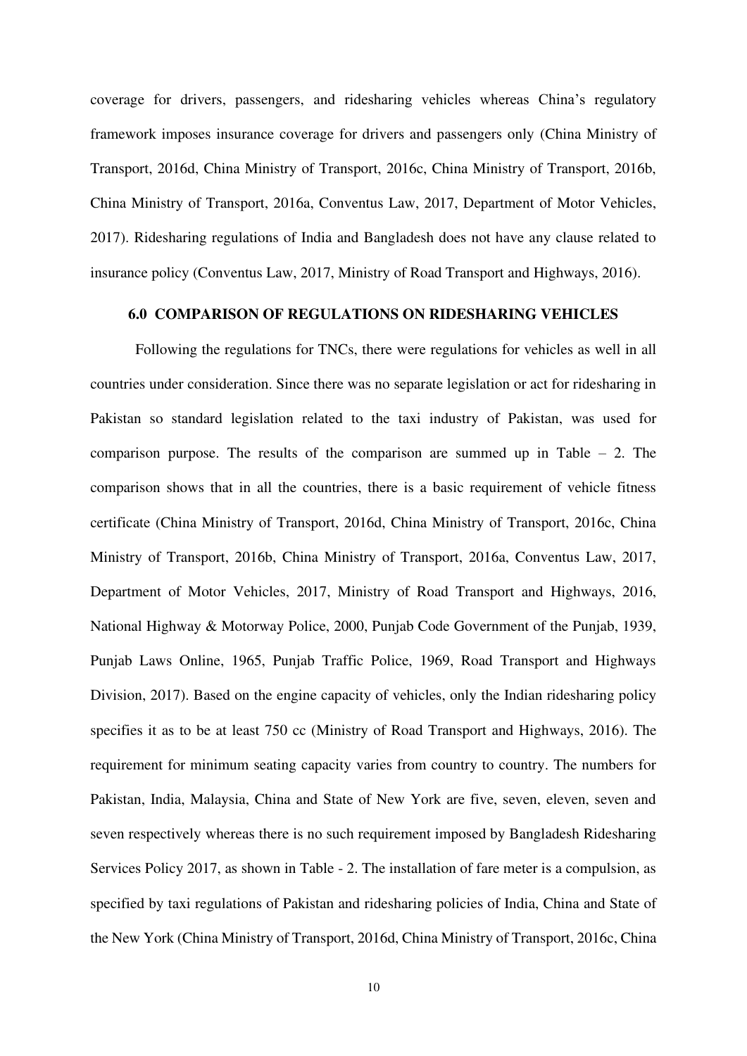coverage for drivers, passengers, and ridesharing vehicles whereas China's regulatory framework imposes insurance coverage for drivers and passengers only (China Ministry of Transport, 2016d, China Ministry of Transport, 2016c, China Ministry of Transport, 2016b, China Ministry of Transport, 2016a, Conventus Law, 2017, Department of Motor Vehicles, 2017). Ridesharing regulations of India and Bangladesh does not have any clause related to insurance policy (Conventus Law, 2017, Ministry of Road Transport and Highways, 2016).

## 6.0 COMPARISON OF REGULATIONS ON RIDESHARING VEHICLES

Following the regulations for TNCs, there were regulations for vehicles as well in all countries under consideration. Since there was no separate legislation or act for ridesharing in Pakistan so standard legislation related to the taxi industry of Pakistan, was used for comparison purpose. The results of the comparison are summed up in Table – 2. The comparison shows that in all the countries, there is a basic requirement of vehicle fitness certificate (China Ministry of Transport, 2016d, China Ministry of Transport, 2016c, China Ministry of Transport, 2016b, China Ministry of Transport, 2016a, Conventus Law, 2017, Department of Motor Vehicles, 2017, Ministry of Road Transport and Highways, 2016, National Highway & Motorway Police, 2000, Punjab Code Government of the Punjab, 1939, Punjab Laws Online, 1965, Punjab Traffic Police, 1969, Road Transport and Highways Division, 2017). Based on the engine capacity of vehicles, only the Indian ridesharing policy specifies it as to be at least 750 cc (Ministry of Road Transport and Highways, 2016). The requirement for minimum seating capacity varies from country to country. The numbers for Pakistan, India, Malaysia, China and State of New York are five, seven, eleven, seven and seven respectively whereas there is no such requirement imposed by Bangladesh Ridesharing Services Policy 2017, as shown in Table - 2. The installation of fare meter is a compulsion, as specified by taxi regulations of Pakistan and ridesharing policies of India, China and State of the New York (China Ministry of Transport, 2016d, China Ministry of Transport, 2016c, China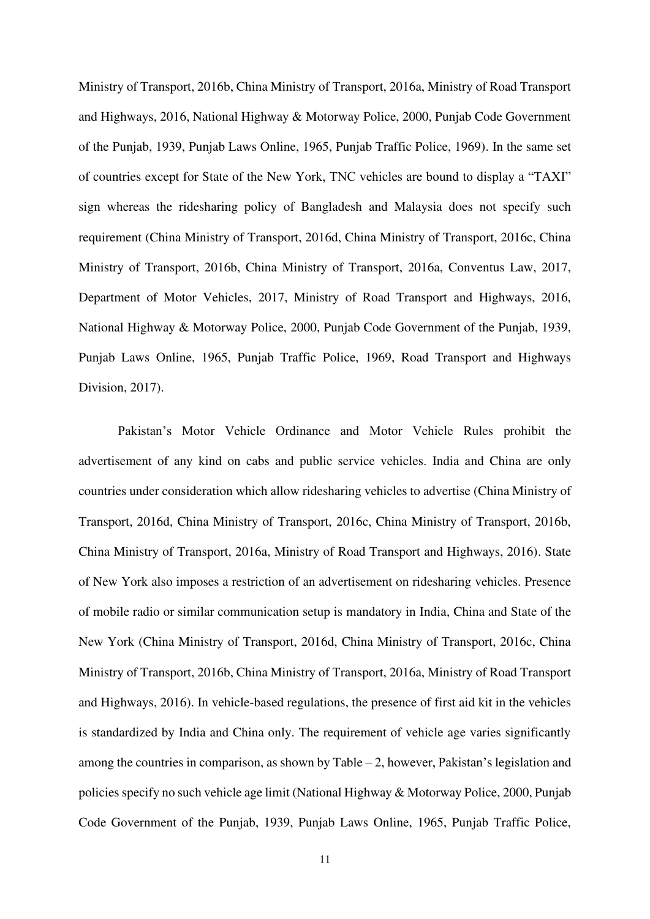Ministry of Transport, 2016b, China Ministry of Transport, 2016a, Ministry of Road Transport and Highways, 2016, National Highway & Motorway Police, 2000, Punjab Code Government of the Punjab, 1939, Punjab Laws Online, 1965, Punjab Traffic Police, 1969). In the same set of countries except for State of the New York, TNC vehicles are bound to display a "TAXI" sign whereas the ridesharing policy of Bangladesh and Malaysia does not specify such requirement (China Ministry of Transport, 2016d, China Ministry of Transport, 2016c, China Ministry of Transport, 2016b, China Ministry of Transport, 2016a, Conventus Law, 2017, Department of Motor Vehicles, 2017, Ministry of Road Transport and Highways, 2016, National Highway & Motorway Police, 2000, Punjab Code Government of the Punjab, 1939, Punjab Laws Online, 1965, Punjab Traffic Police, 1969, Road Transport and Highways Division, 2017).

Pakistan's Motor Vehicle Ordinance and Motor Vehicle Rules prohibit the advertisement of any kind on cabs and public service vehicles. India and China are only countries under consideration which allow ridesharing vehicles to advertise (China Ministry of Transport, 2016d, China Ministry of Transport, 2016c, China Ministry of Transport, 2016b, China Ministry of Transport, 2016a, Ministry of Road Transport and Highways, 2016). State of New York also imposes a restriction of an advertisement on ridesharing vehicles. Presence of mobile radio or similar communication setup is mandatory in India, China and State of the New York (China Ministry of Transport, 2016d, China Ministry of Transport, 2016c, China Ministry of Transport, 2016b, China Ministry of Transport, 2016a, Ministry of Road Transport and Highways, 2016). In vehicle-based regulations, the presence of first aid kit in the vehicles is standardized by India and China only. The requirement of vehicle age varies significantly among the countries in comparison, as shown by Table – 2, however, Pakistan's legislation and policies specify no such vehicle age limit (National Highway & Motorway Police, 2000, Punjab Code Government of the Punjab, 1939, Punjab Laws Online, 1965, Punjab Traffic Police,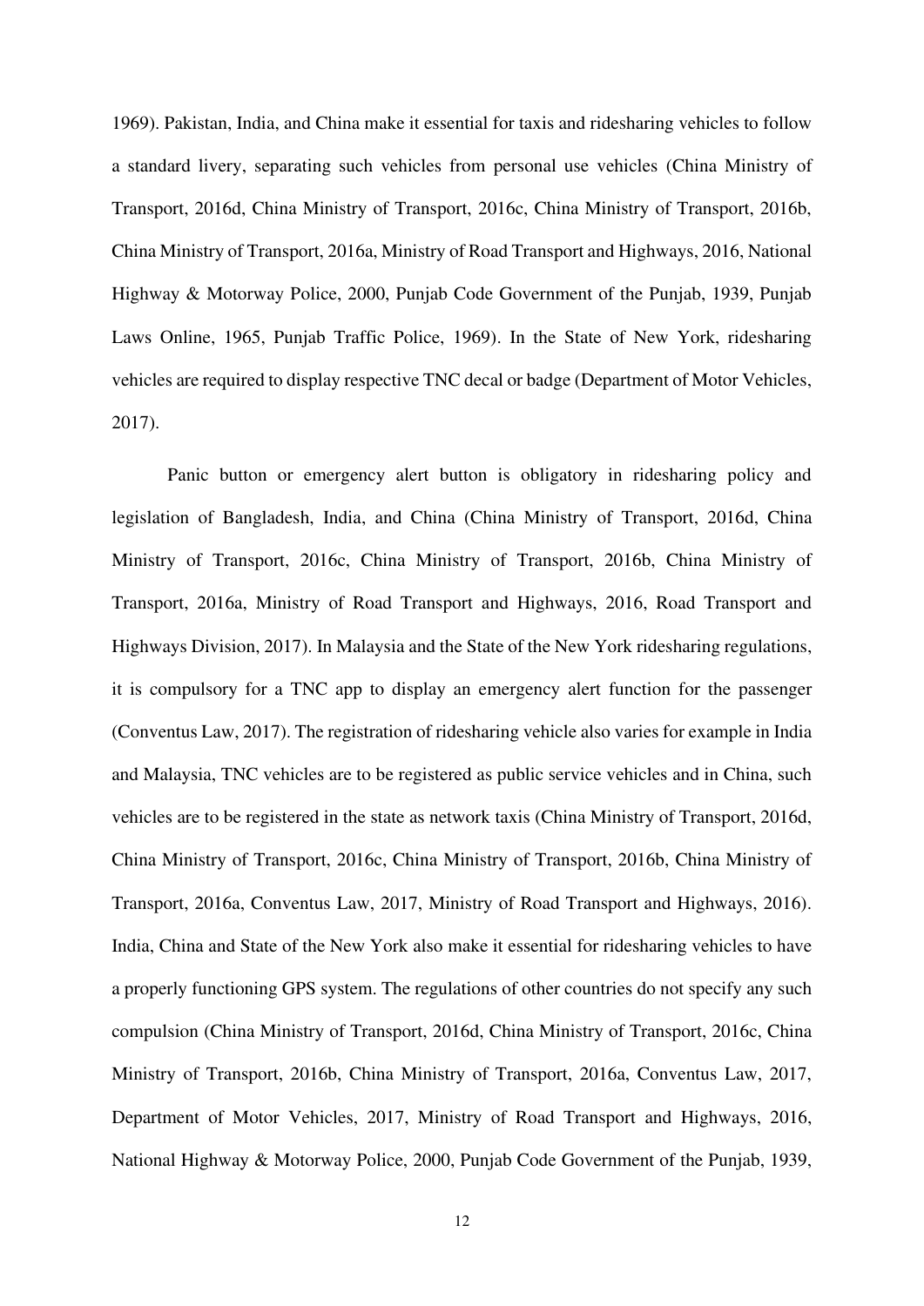1969). Pakistan, India, and China make it essential for taxis and ridesharing vehicles to follow a standard livery, separating such vehicles from personal use vehicles (China Ministry of Transport, 2016d, China Ministry of Transport, 2016c, China Ministry of Transport, 2016b, China Ministry of Transport, 2016a, Ministry of Road Transport and Highways, 2016, National Highway & Motorway Police, 2000, Punjab Code Government of the Punjab, 1939, Punjab Laws Online, 1965, Punjab Traffic Police, 1969). In the State of New York, ridesharing vehicles are required to display respective TNC decal or badge (Department of Motor Vehicles, 2017).

Panic button or emergency alert button is obligatory in ridesharing policy and legislation of Bangladesh, India, and China (China Ministry of Transport, 2016d, China Ministry of Transport, 2016c, China Ministry of Transport, 2016b, China Ministry of Transport, 2016a, Ministry of Road Transport and Highways, 2016, Road Transport and Highways Division, 2017). In Malaysia and the State of the New York ridesharing regulations, it is compulsory for a TNC app to display an emergency alert function for the passenger (Conventus Law, 2017). The registration of ridesharing vehicle also varies for example in India and Malaysia, TNC vehicles are to be registered as public service vehicles and in China, such vehicles are to be registered in the state as network taxis (China Ministry of Transport, 2016d, China Ministry of Transport, 2016c, China Ministry of Transport, 2016b, China Ministry of Transport, 2016a, Conventus Law, 2017, Ministry of Road Transport and Highways, 2016). India, China and State of the New York also make it essential for ridesharing vehicles to have a properly functioning GPS system. The regulations of other countries do not specify any such compulsion (China Ministry of Transport, 2016d, China Ministry of Transport, 2016c, China Ministry of Transport, 2016b, China Ministry of Transport, 2016a, Conventus Law, 2017, Department of Motor Vehicles, 2017, Ministry of Road Transport and Highways, 2016, National Highway & Motorway Police, 2000, Punjab Code Government of the Punjab, 1939,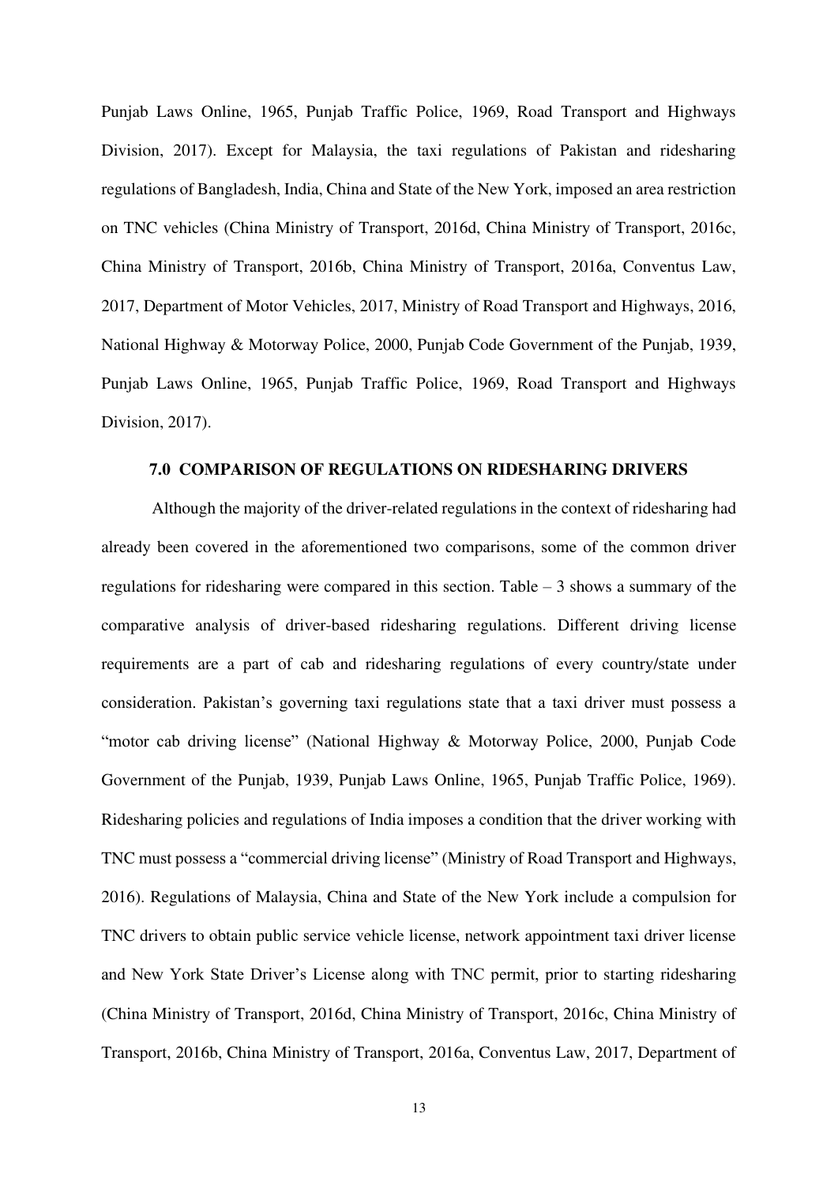Punjab Laws Online, 1965, Punjab Traffic Police, 1969, Road Transport and Highways Division, 2017). Except for Malaysia, the taxi regulations of Pakistan and ridesharing regulations of Bangladesh, India, China and State of the New York, imposed an area restriction on TNC vehicles (China Ministry of Transport, 2016d, China Ministry of Transport, 2016c, China Ministry of Transport, 2016b, China Ministry of Transport, 2016a, Conventus Law, 2017, Department of Motor Vehicles, 2017, Ministry of Road Transport and Highways, 2016, National Highway & Motorway Police, 2000, Punjab Code Government of the Punjab, 1939, Punjab Laws Online, 1965, Punjab Traffic Police, 1969, Road Transport and Highways Division, 2017).

## 7.0 COMPARISON OF REGULATIONS ON RIDESHARING DRIVERS

Although the majority of the driver-related regulations in the context of ridesharing had already been covered in the aforementioned two comparisons, some of the common driver regulations for ridesharing were compared in this section. Table – 3 shows a summary of the comparative analysis of driver-based ridesharing regulations. Different driving license requirements are a part of cab and ridesharing regulations of every country/state under consideration. Pakistan's governing taxi regulations state that a taxi driver must possess a "motor cab driving license" (National Highway & Motorway Police, 2000, Punjab Code Government of the Punjab, 1939, Punjab Laws Online, 1965, Punjab Traffic Police, 1969). Ridesharing policies and regulations of India imposes a condition that the driver working with TNC must possess a "commercial driving license" (Ministry of Road Transport and Highways, 2016). Regulations of Malaysia, China and State of the New York include a compulsion for TNC drivers to obtain public service vehicle license, network appointment taxi driver license and New York State Driver's License along with TNC permit, prior to starting ridesharing (China Ministry of Transport, 2016d, China Ministry of Transport, 2016c, China Ministry of Transport, 2016b, China Ministry of Transport, 2016a, Conventus Law, 2017, Department of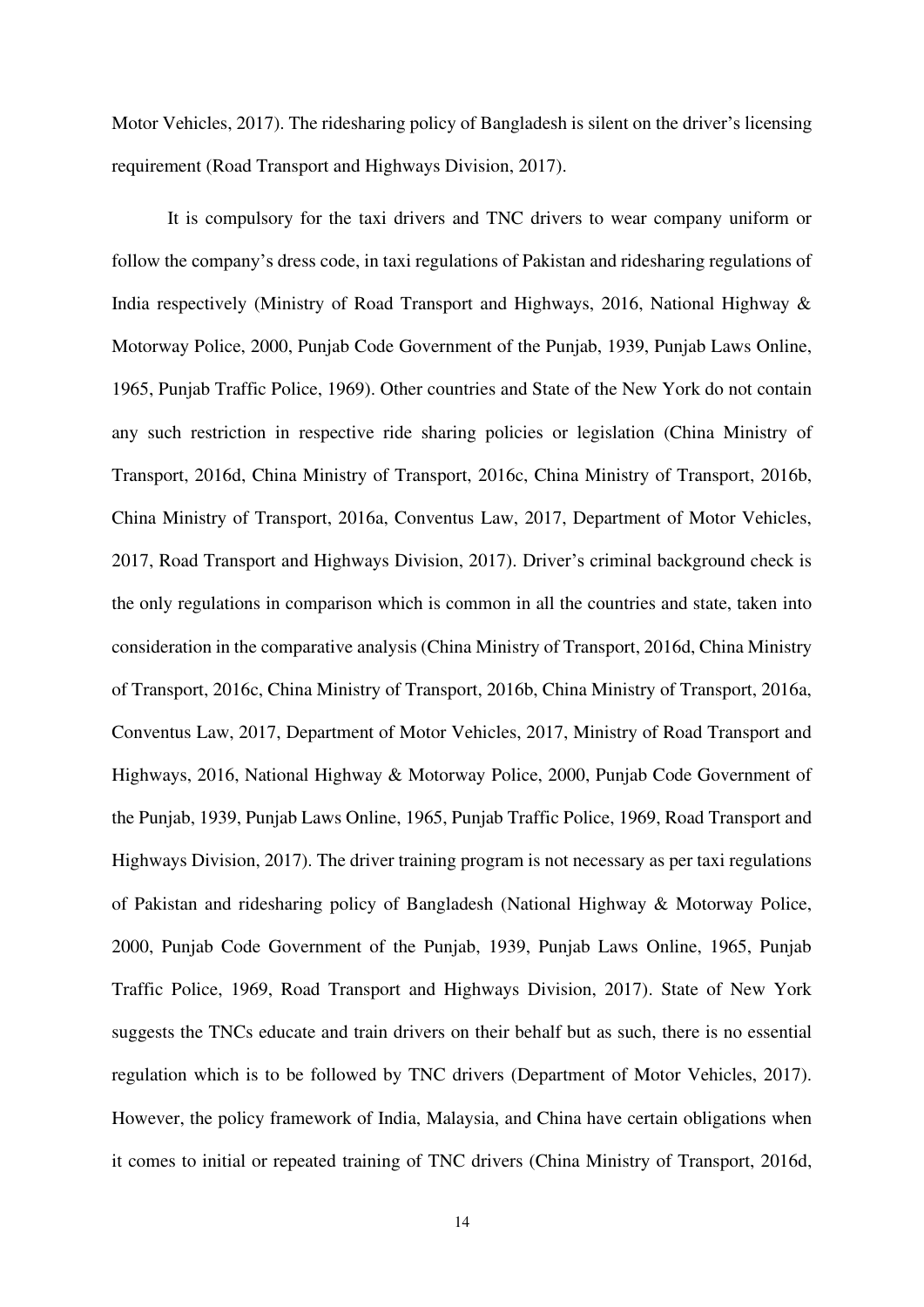Motor Vehicles, 2017). The ridesharing policy of Bangladesh is silent on the driver's licensing requirement (Road Transport and Highways Division, 2017).

It is compulsory for the taxi drivers and TNC drivers to wear company uniform or follow the company's dress code, in taxi regulations of Pakistan and ridesharing regulations of India respectively (Ministry of Road Transport and Highways, 2016, National Highway & Motorway Police, 2000, Punjab Code Government of the Punjab, 1939, Punjab Laws Online, 1965, Punjab Traffic Police, 1969). Other countries and State of the New York do not contain any such restriction in respective ride sharing policies or legislation (China Ministry of Transport, 2016d, China Ministry of Transport, 2016c, China Ministry of Transport, 2016b, China Ministry of Transport, 2016a, Conventus Law, 2017, Department of Motor Vehicles, 2017, Road Transport and Highways Division, 2017). Driver's criminal background check is the only regulations in comparison which is common in all the countries and state, taken into consideration in the comparative analysis (China Ministry of Transport, 2016d, China Ministry of Transport, 2016c, China Ministry of Transport, 2016b, China Ministry of Transport, 2016a, Conventus Law, 2017, Department of Motor Vehicles, 2017, Ministry of Road Transport and Highways, 2016, National Highway & Motorway Police, 2000, Punjab Code Government of the Punjab, 1939, Punjab Laws Online, 1965, Punjab Traffic Police, 1969, Road Transport and Highways Division, 2017). The driver training program is not necessary as per taxi regulations of Pakistan and ridesharing policy of Bangladesh (National Highway & Motorway Police, 2000, Punjab Code Government of the Punjab, 1939, Punjab Laws Online, 1965, Punjab Traffic Police, 1969, Road Transport and Highways Division, 2017). State of New York suggests the TNCs educate and train drivers on their behalf but as such, there is no essential regulation which is to be followed by TNC drivers (Department of Motor Vehicles, 2017). However, the policy framework of India, Malaysia, and China have certain obligations when it comes to initial or repeated training of TNC drivers (China Ministry of Transport, 2016d,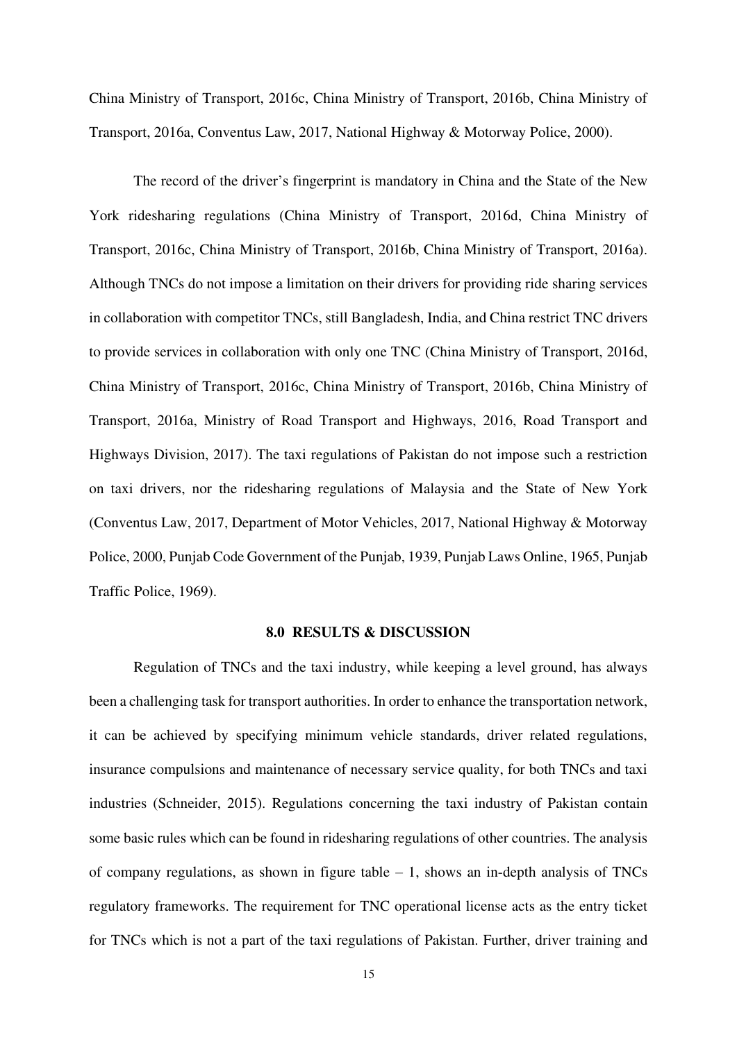China Ministry of Transport, 2016c, China Ministry of Transport, 2016b, China Ministry of Transport, 2016a, Conventus Law, 2017, National Highway & Motorway Police, 2000).

The record of the driver's fingerprint is mandatory in China and the State of the New York ridesharing regulations (China Ministry of Transport, 2016d, China Ministry of Transport, 2016c, China Ministry of Transport, 2016b, China Ministry of Transport, 2016a). Although TNCs do not impose a limitation on their drivers for providing ride sharing services in collaboration with competitor TNCs, still Bangladesh, India, and China restrict TNC drivers to provide services in collaboration with only one TNC (China Ministry of Transport, 2016d, China Ministry of Transport, 2016c, China Ministry of Transport, 2016b, China Ministry of Transport, 2016a, Ministry of Road Transport and Highways, 2016, Road Transport and Highways Division, 2017). The taxi regulations of Pakistan do not impose such a restriction on taxi drivers, nor the ridesharing regulations of Malaysia and the State of New York (Conventus Law, 2017, Department of Motor Vehicles, 2017, National Highway & Motorway Police, 2000, Punjab Code Government of the Punjab, 1939, Punjab Laws Online, 1965, Punjab Traffic Police, 1969).

## 8.0 RESULTS & DISCUSSION

Regulation of TNCs and the taxi industry, while keeping a level ground, has always been a challenging task for transport authorities. In order to enhance the transportation network, it can be achieved by specifying minimum vehicle standards, driver related regulations, insurance compulsions and maintenance of necessary service quality, for both TNCs and taxi industries (Schneider, 2015). Regulations concerning the taxi industry of Pakistan contain some basic rules which can be found in ridesharing regulations of other countries. The analysis of company regulations, as shown in figure table – 1, shows an in-depth analysis of TNCs regulatory frameworks. The requirement for TNC operational license acts as the entry ticket for TNCs which is not a part of the taxi regulations of Pakistan. Further, driver training and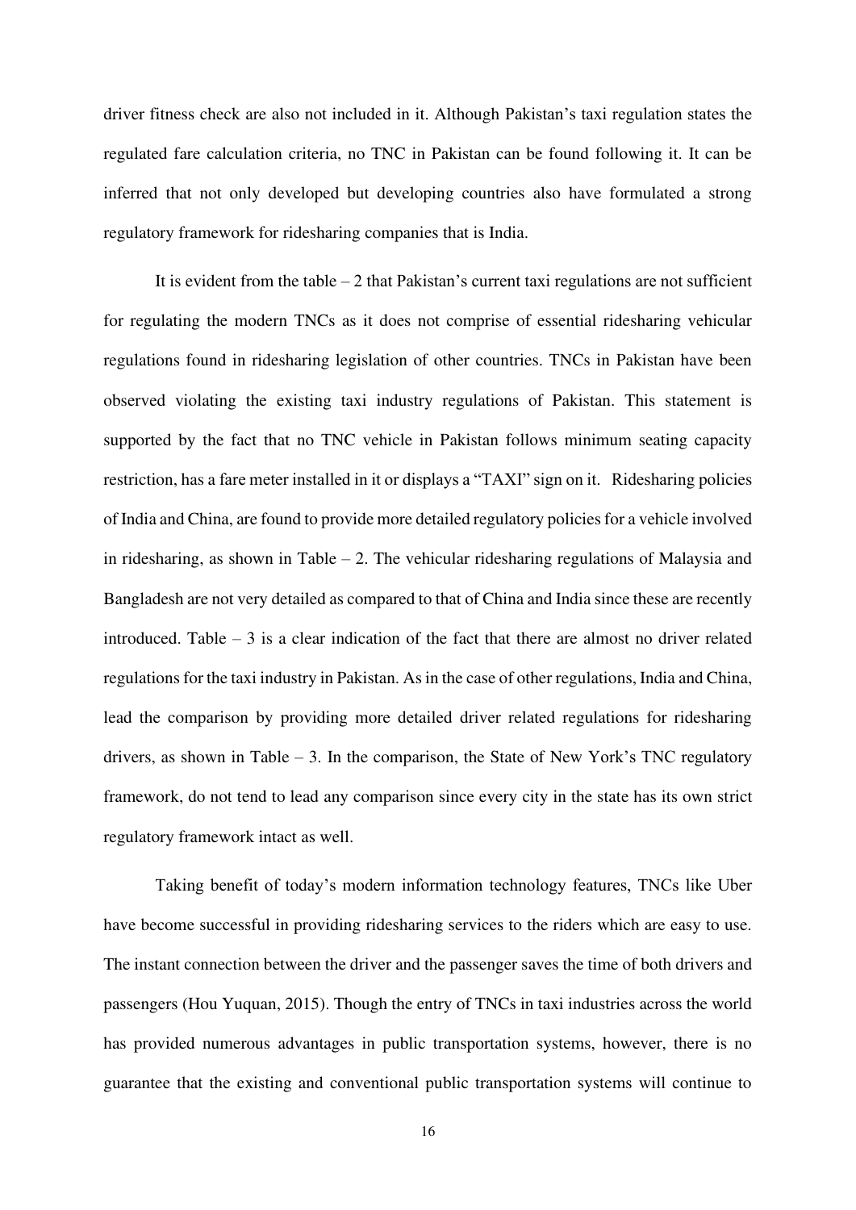driver fitness check are also not included in it. Although Pakistan's taxi regulation states the regulated fare calculation criteria, no TNC in Pakistan can be found following it. It can be inferred that not only developed but developing countries also have formulated a strong regulatory framework for ridesharing companies that is India.

It is evident from the table – 2 that Pakistan's current taxi regulations are not sufficient for regulating the modern TNCs as it does not comprise of essential ridesharing vehicular regulations found in ridesharing legislation of other countries. TNCs in Pakistan have been observed violating the existing taxi industry regulations of Pakistan. This statement is supported by the fact that no TNC vehicle in Pakistan follows minimum seating capacity restriction, has a fare meter installed in it or displays a "TAXI" sign on it. Ridesharing policies of India and China, are found to provide more detailed regulatory policies for a vehicle involved in ridesharing, as shown in Table – 2. The vehicular ridesharing regulations of Malaysia and Bangladesh are not very detailed as compared to that of China and India since these are recently introduced. Table – 3 is a clear indication of the fact that there are almost no driver related regulations for the taxi industry in Pakistan. As in the case of other regulations, India and China, lead the comparison by providing more detailed driver related regulations for ridesharing drivers, as shown in Table – 3. In the comparison, the State of New York's TNC regulatory framework, do not tend to lead any comparison since every city in the state has its own strict regulatory framework intact as well.

Taking benefit of today's modern information technology features, TNCs like Uber have become successful in providing ridesharing services to the riders which are easy to use. The instant connection between the driver and the passenger saves the time of both drivers and passengers (Hou Yuquan, 2015). Though the entry of TNCs in taxi industries across the world has provided numerous advantages in public transportation systems, however, there is no guarantee that the existing and conventional public transportation systems will continue to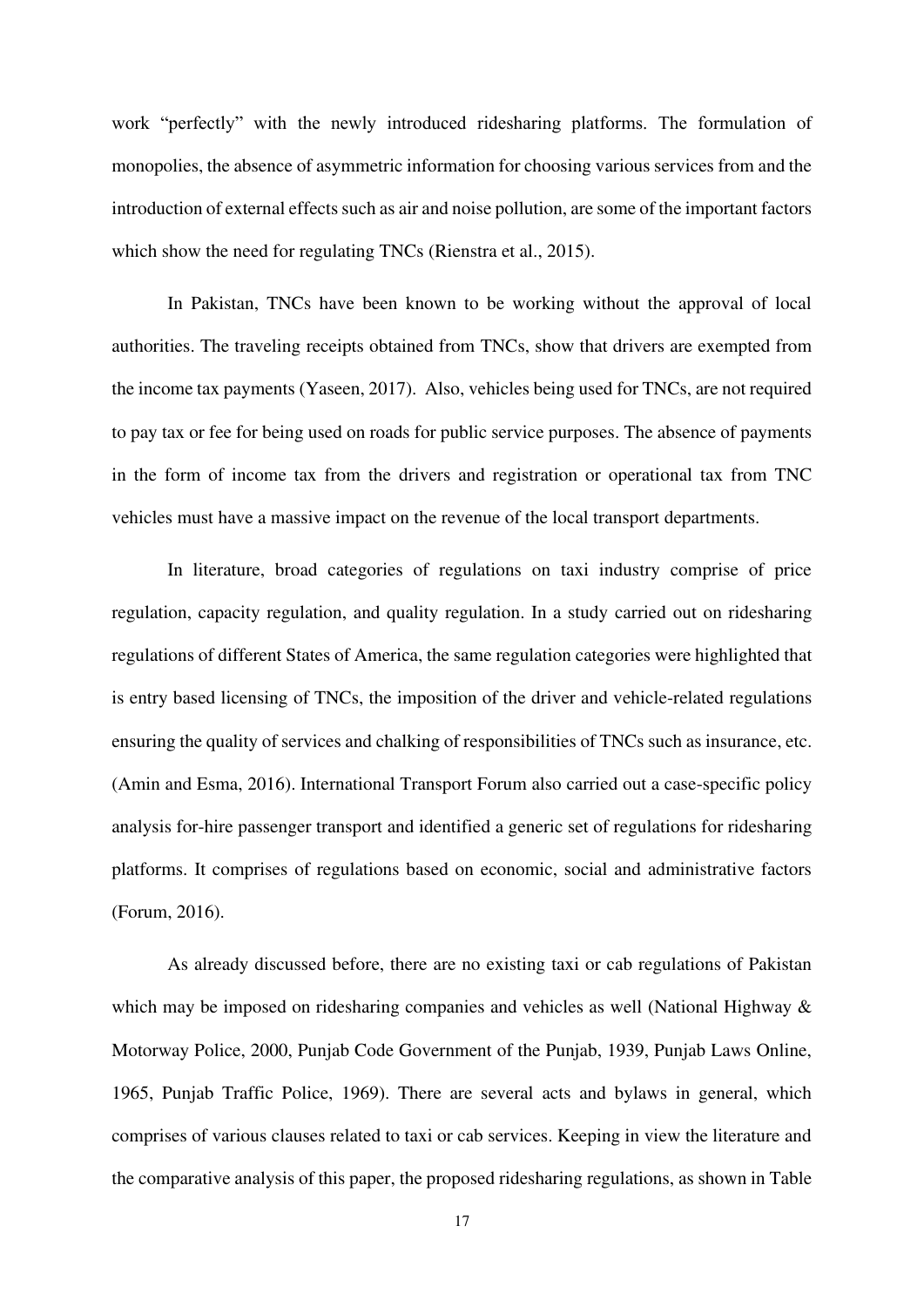work "perfectly" with the newly introduced ridesharing platforms. The formulation of monopolies, the absence of asymmetric information for choosing various services from and the introduction of external effects such as air and noise pollution, are some of the important factors which show the need for regulating TNCs (Rienstra et al., 2015).

In Pakistan, TNCs have been known to be working without the approval of local authorities. The traveling receipts obtained from TNCs, show that drivers are exempted from the income tax payments (Yaseen, 2017). Also, vehicles being used for TNCs, are not required to pay tax or fee for being used on roads for public service purposes. The absence of payments in the form of income tax from the drivers and registration or operational tax from TNC vehicles must have a massive impact on the revenue of the local transport departments.

In literature, broad categories of regulations on taxi industry comprise of price regulation, capacity regulation, and quality regulation. In a study carried out on ridesharing regulations of different States of America, the same regulation categories were highlighted that is entry based licensing of TNCs, the imposition of the driver and vehicle-related regulations ensuring the quality of services and chalking of responsibilities of TNCs such as insurance, etc. (Amin and Esma, 2016). International Transport Forum also carried out a case-specific policy analysis for-hire passenger transport and identified a generic set of regulations for ridesharing platforms. It comprises of regulations based on economic, social and administrative factors (Forum, 2016).

As already discussed before, there are no existing taxi or cab regulations of Pakistan which may be imposed on ridesharing companies and vehicles as well (National Highway & Motorway Police, 2000, Punjab Code Government of the Punjab, 1939, Punjab Laws Online, 1965, Punjab Traffic Police, 1969). There are several acts and bylaws in general, which comprises of various clauses related to taxi or cab services. Keeping in view the literature and the comparative analysis of this paper, the proposed ridesharing regulations, as shown in Table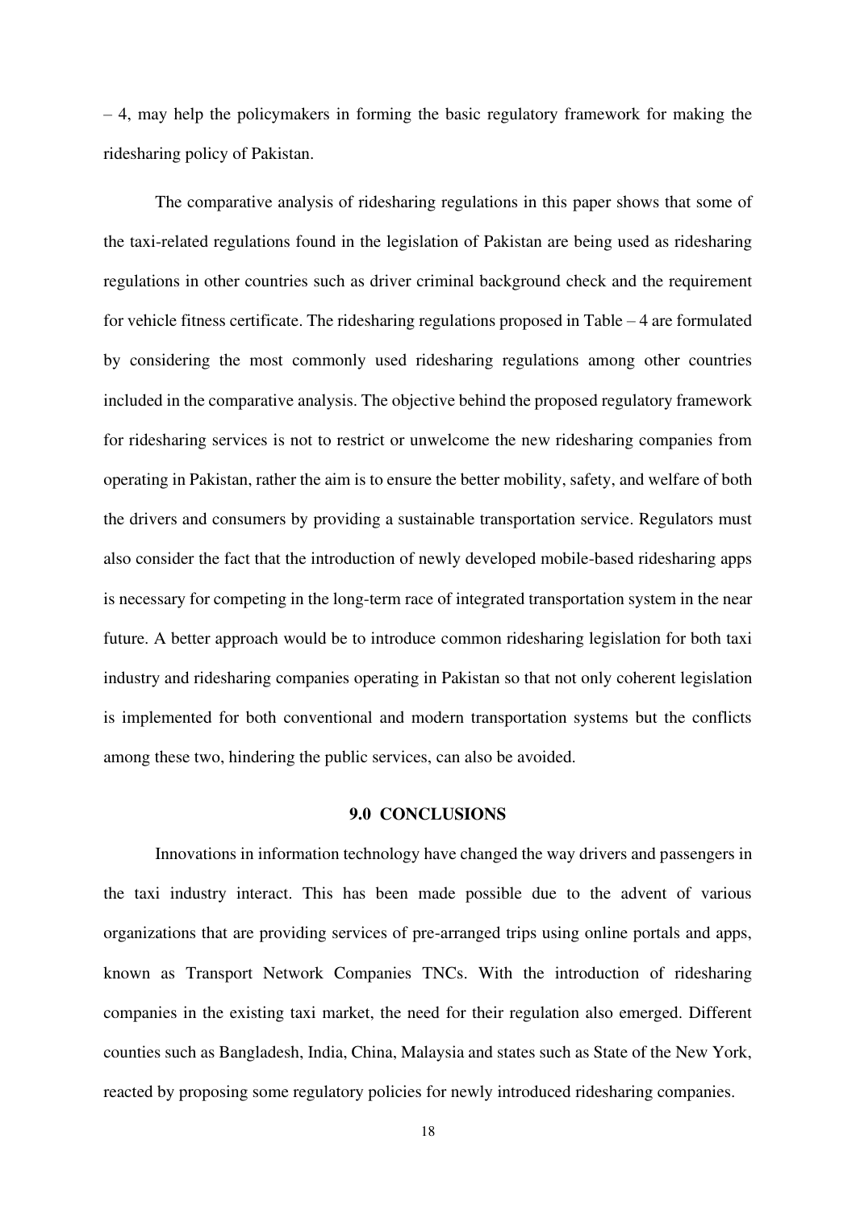– 4, may help the policymakers in forming the basic regulatory framework for making the ridesharing policy of Pakistan.

The comparative analysis of ridesharing regulations in this paper shows that some of the taxi-related regulations found in the legislation of Pakistan are being used as ridesharing regulations in other countries such as driver criminal background check and the requirement for vehicle fitness certificate. The ridesharing regulations proposed in Table – 4 are formulated by considering the most commonly used ridesharing regulations among other countries included in the comparative analysis. The objective behind the proposed regulatory framework for ridesharing services is not to restrict or unwelcome the new ridesharing companies from operating in Pakistan, rather the aim is to ensure the better mobility, safety, and welfare of both the drivers and consumers by providing a sustainable transportation service. Regulators must also consider the fact that the introduction of newly developed mobile-based ridesharing apps is necessary for competing in the long-term race of integrated transportation system in the near future. A better approach would be to introduce common ridesharing legislation for both taxi industry and ridesharing companies operating in Pakistan so that not only coherent legislation is implemented for both conventional and modern transportation systems but the conflicts among these two, hindering the public services, can also be avoided.

## 9.0 CONCLUSIONS

Innovations in information technology have changed the way drivers and passengers in the taxi industry interact. This has been made possible due to the advent of various organizations that are providing services of pre-arranged trips using online portals and apps, known as Transport Network Companies TNCs. With the introduction of ridesharing companies in the existing taxi market, the need for their regulation also emerged. Different counties such as Bangladesh, India, China, Malaysia and states such as State of the New York, reacted by proposing some regulatory policies for newly introduced ridesharing companies.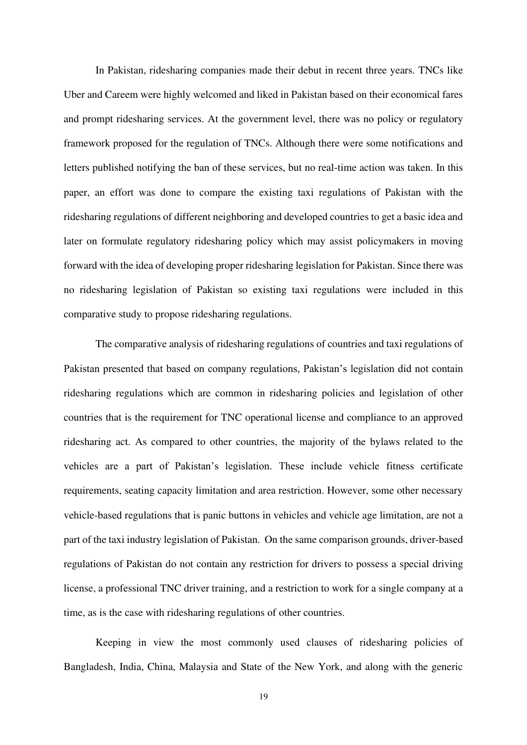In Pakistan, ridesharing companies made their debut in recent three years. TNCs like Uber and Careem were highly welcomed and liked in Pakistan based on their economical fares and prompt ridesharing services. At the government level, there was no policy or regulatory framework proposed for the regulation of TNCs. Although there were some notifications and letters published notifying the ban of these services, but no real-time action was taken. In this paper, an effort was done to compare the existing taxi regulations of Pakistan with the ridesharing regulations of different neighboring and developed countries to get a basic idea and later on formulate regulatory ridesharing policy which may assist policymakers in moving forward with the idea of developing proper ridesharing legislation for Pakistan. Since there was no ridesharing legislation of Pakistan so existing taxi regulations were included in this comparative study to propose ridesharing regulations.

The comparative analysis of ridesharing regulations of countries and taxi regulations of Pakistan presented that based on company regulations, Pakistan's legislation did not contain ridesharing regulations which are common in ridesharing policies and legislation of other countries that is the requirement for TNC operational license and compliance to an approved ridesharing act. As compared to other countries, the majority of the bylaws related to the vehicles are a part of Pakistan's legislation. These include vehicle fitness certificate requirements, seating capacity limitation and area restriction. However, some other necessary vehicle-based regulations that is panic buttons in vehicles and vehicle age limitation, are not a part of the taxi industry legislation of Pakistan. On the same comparison grounds, driver-based regulations of Pakistan do not contain any restriction for drivers to possess a special driving license, a professional TNC driver training, and a restriction to work for a single company at a time, as is the case with ridesharing regulations of other countries.

Keeping in view the most commonly used clauses of ridesharing policies of Bangladesh, India, China, Malaysia and State of the New York, and along with the generic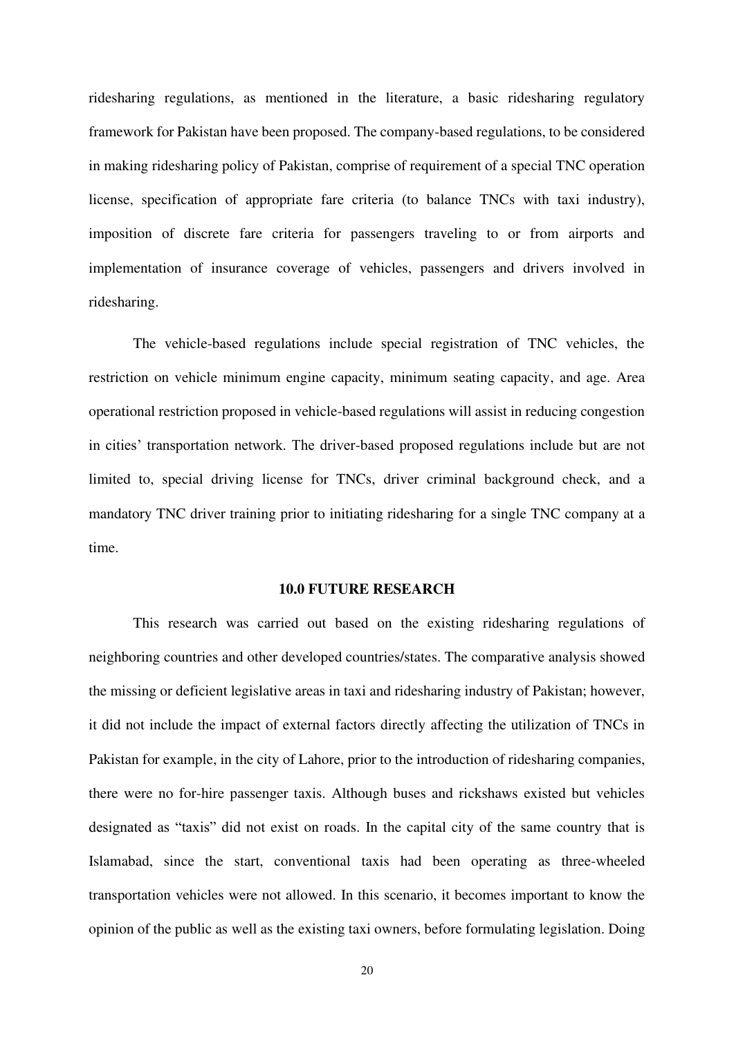ridesharing regulations, as mentioned in the literature, a basic ridesharing regulatory framework for Pakistan have been proposed. The company-based regulations, to be considered in making ridesharing policy of Pakistan, comprise of requirement of a special TNC operation license, specification of appropriate fare criteria (to balance TNCs with taxi industry), imposition of discrete fare criteria for passengers traveling to or from airports and implementation of insurance coverage of vehicles, passengers and drivers involved in ridesharing.

The vehicle-based regulations include special registration of TNC vehicles, the restriction on vehicle minimum engine capacity, minimum seating capacity, and age. Area operational restriction proposed in vehicle-based regulations will assist in reducing congestion in cities' transportation network. The driver-based proposed regulations include but are not limited to, special driving license for TNCs, driver criminal background check, and a mandatory TNC driver training prior to initiating ridesharing for a single TNC company at a time.

## 10.0 FUTURE RESEARCH

This research was carried out based on the existing ridesharing regulations of neighboring countries and other developed countries/states. The comparative analysis showed the missing or deficient legislative areas in taxi and ridesharing industry of Pakistan; however, it did not include the impact of external factors directly affecting the utilization of TNCs in Pakistan for example, in the city of Lahore, prior to the introduction of ridesharing companies, there were no for-hire passenger taxis. Although buses and rickshaws existed but vehicles designated as "taxis" did not exist on roads. In the capital city of the same country that is Islamabad, since the start, conventional taxis had been operating as three-wheeled transportation vehicles were not allowed. In this scenario, it becomes important to know the opinion of the public as well as the existing taxi owners, before formulating legislation. Doing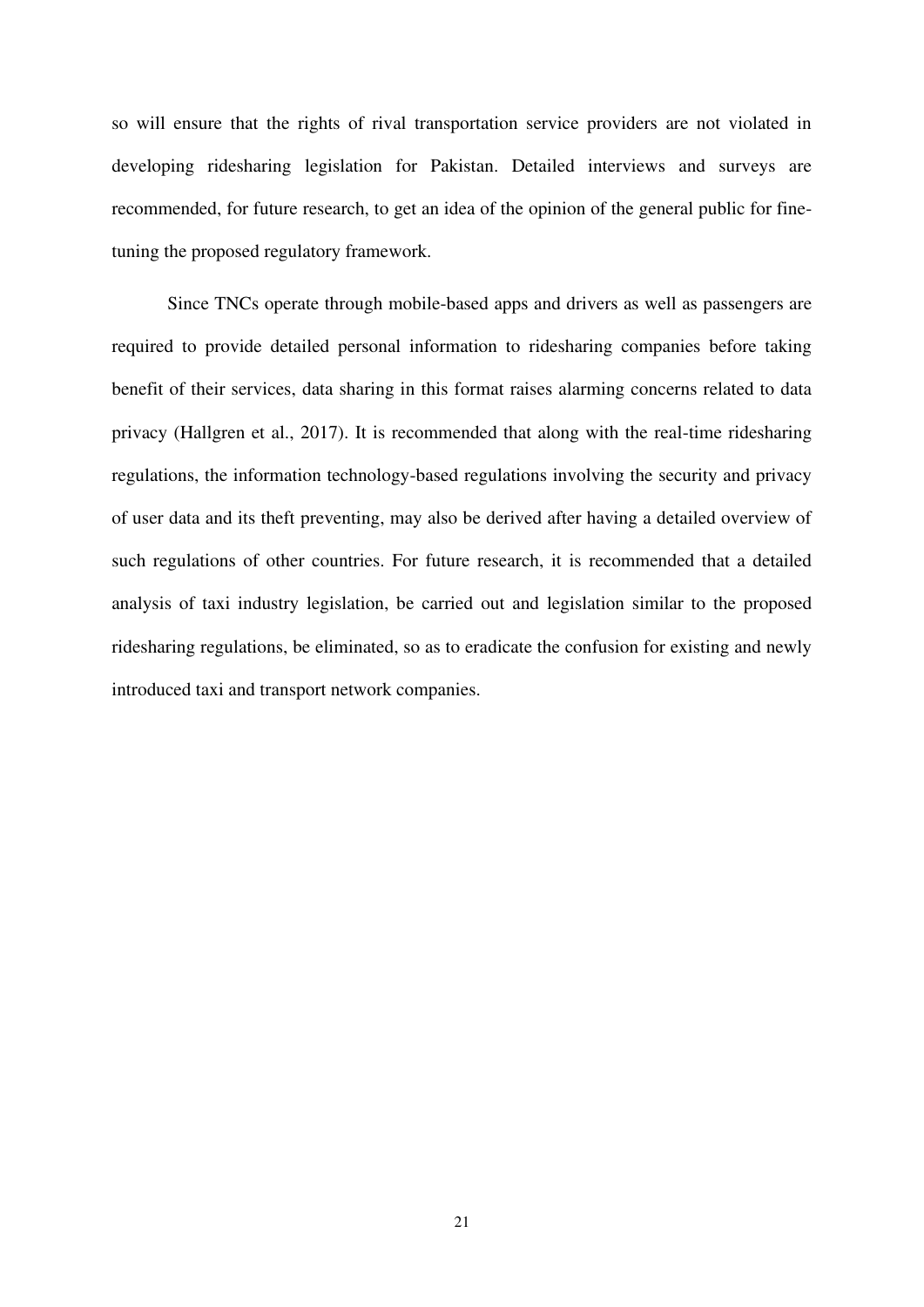so will ensure that the rights of rival transportation service providers are not violated in developing ridesharing legislation for Pakistan. Detailed interviews and surveys are recommended, for future research, to get an idea of the opinion of the general public for fine-tuning the proposed regulatory framework.

Since TNCs operate through mobile-based apps and drivers as well as passengers are required to provide detailed personal information to ridesharing companies before taking benefit of their services, data sharing in this format raises alarming concerns related to data privacy (Hallgren et al., 2017). It is recommended that along with the real-time ridesharing regulations, the information technology-based regulations involving the security and privacy of user data and its theft preventing, may also be derived after having a detailed overview of such regulations of other countries. For future research, it is recommended that a detailed analysis of taxi industry legislation, be carried out and legislation similar to the proposed ridesharing regulations, be eliminated, so as to eradicate the confusion for existing and newly introduced taxi and transport network companies.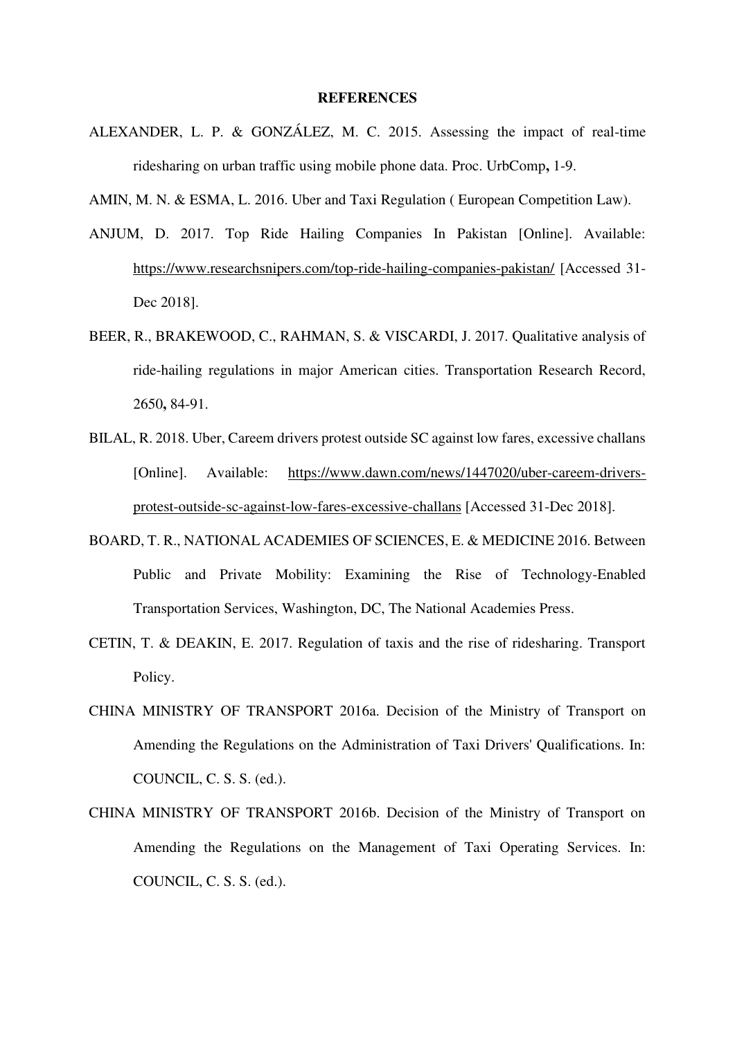## REFERENCES

ALEXANDER, L. P. & GONZÁLEZ, M. C. 2015. Assessing the impact of real-time ridesharing on urban traffic using mobile phone data. Proc. UrbComp**,** 1-9.

AMIN, M. N. & ESMA, L. 2016. Uber and Taxi Regulation ( European Competition Law).

ANJUM, D. 2017. Top Ride Hailing Companies In Pakistan [Online]. Available: https://www.researchsnipers.com/top-ride-hailing-companies-pakistan/ [Accessed 31-Dec 2018].

BEER, R., BRAKEWOOD, C., RAHMAN, S. & VISCARDI, J. 2017. Qualitative analysis of ride-hailing regulations in major American cities. Transportation Research Record, 2650**,** 84-91.

BILAL, R. 2018. Uber, Careem drivers protest outside SC against low fares, excessive challans [Online]. Available: https://www.dawn.com/news/1447020/uber-careem-drivers-protest-outside-sc-against-low-fares-excessive-challans [Accessed 31-Dec 2018].

BOARD, T. R., NATIONAL ACADEMIES OF SCIENCES, E. & MEDICINE 2016. Between Public and Private Mobility: Examining the Rise of Technology-Enabled Transportation Services, Washington, DC, The National Academies Press.

CETIN, T. & DEAKIN, E. 2017. Regulation of taxis and the rise of ridesharing. Transport Policy.

CHINA MINISTRY OF TRANSPORT 2016a. Decision of the Ministry of Transport on Amending the Regulations on the Administration of Taxi Drivers' Qualifications. In: COUNCIL, C. S. S. (ed.).

CHINA MINISTRY OF TRANSPORT 2016b. Decision of the Ministry of Transport on Amending the Regulations on the Management of Taxi Operating Services. In: COUNCIL, C. S. S. (ed.).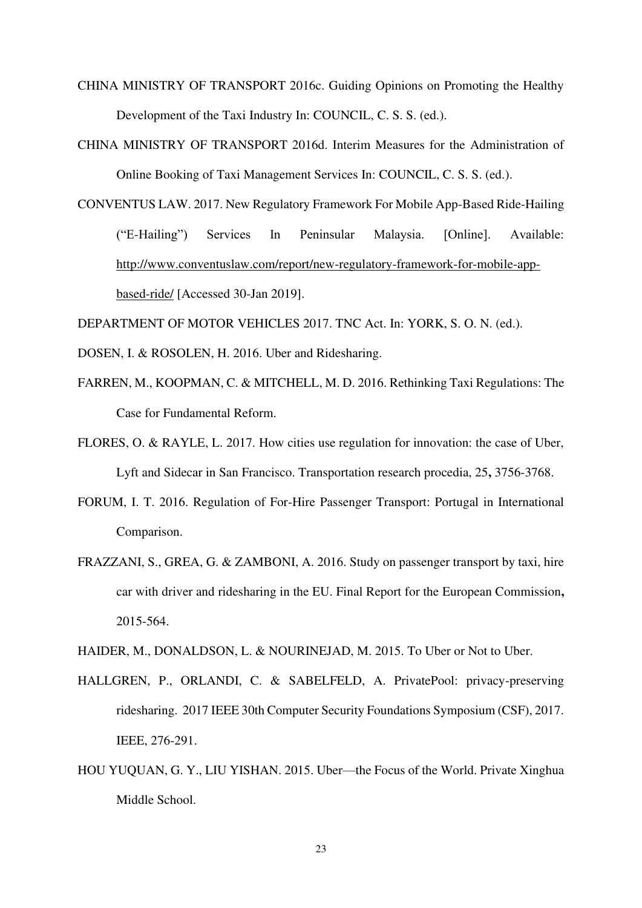CHINA MINISTRY OF TRANSPORT 2016c. Guiding Opinions on Promoting the Healthy Development of the Taxi Industry In: COUNCIL, C. S. S. (ed.).

CHINA MINISTRY OF TRANSPORT 2016d. Interim Measures for the Administration of Online Booking of Taxi Management Services In: COUNCIL, C. S. S. (ed.).

CONVENTUS LAW. 2017. New Regulatory Framework For Mobile App-Based Ride-Hailing ("E-Hailing") Services In Peninsular Malaysia. [Online]. Available: http://www.conventuslaw.com/report/new-regulatory-framework-for-mobile-app-based-ride/ [Accessed 30-Jan 2019].

DEPARTMENT OF MOTOR VEHICLES 2017. TNC Act. In: YORK, S. O. N. (ed.).

DOSEN, I. & ROSOLEN, H. 2016. Uber and Ridesharing.

FARREN, M., KOOPMAN, C. & MITCHELL, M. D. 2016. Rethinking Taxi Regulations: The Case for Fundamental Reform.

FLORES, O. & RAYLE, L. 2017. How cities use regulation for innovation: the case of Uber, Lyft and Sidecar in San Francisco. Transportation research procedia, 25**,** 3756-3768.

FORUM, I. T. 2016. Regulation of For-Hire Passenger Transport: Portugal in International Comparison.

FRAZZANI, S., GREA, G. & ZAMBONI, A. 2016. Study on passenger transport by taxi, hire car with driver and ridesharing in the EU. Final Report for the European Commission**,** 2015-564.

HAIDER, M., DONALDSON, L. & NOURINEJAD, M. 2015. To Uber or Not to Uber.

HALLGREN, P., ORLANDI, C. & SABELFELD, A. PrivatePool: privacy-preserving ridesharing. 2017 IEEE 30th Computer Security Foundations Symposium (CSF), 2017. IEEE, 276-291.

HOU YUQUAN, G. Y., LIU YISHAN. 2015. Uber—the Focus of the World. Private Xinghua Middle School.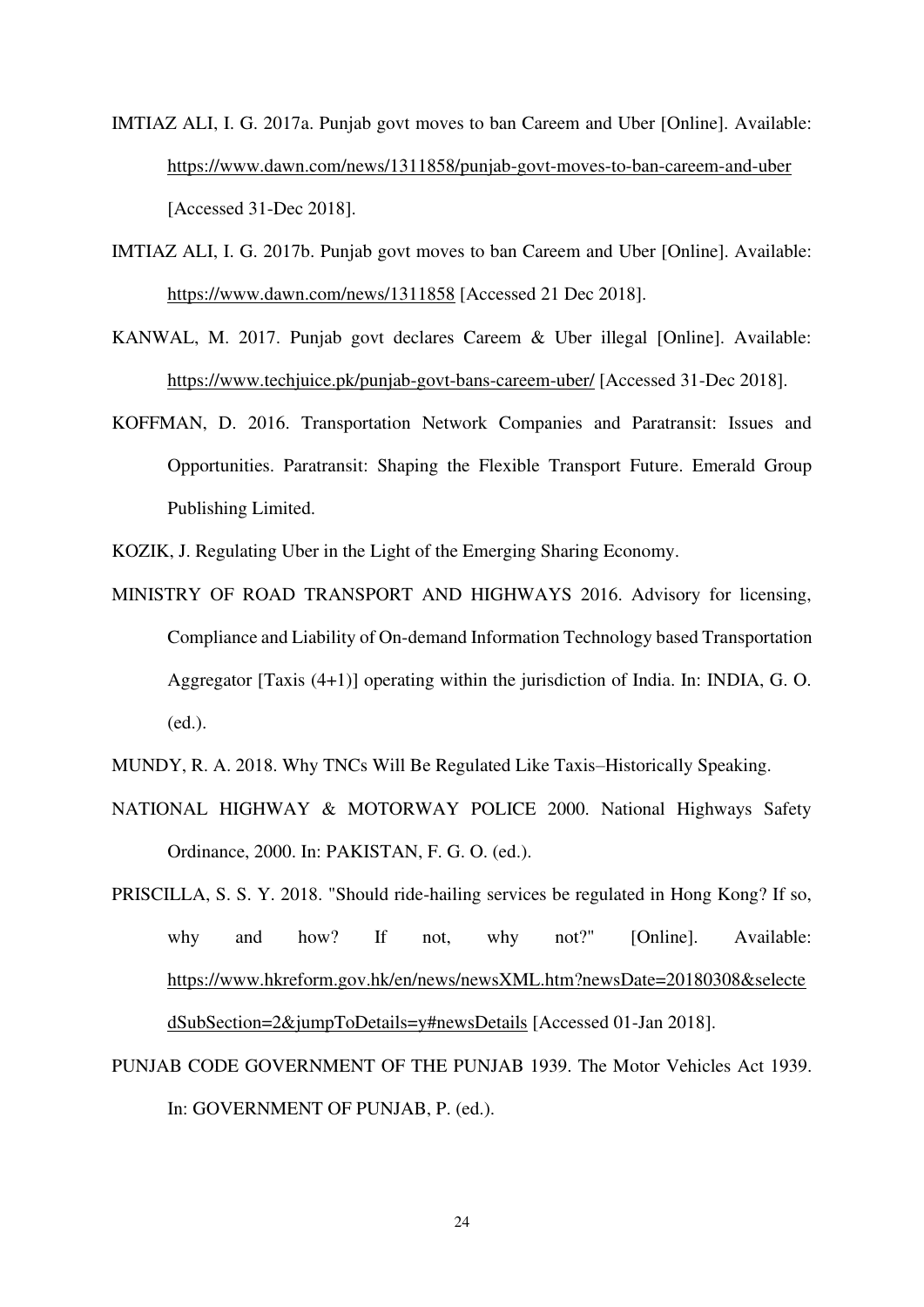IMTIAZ ALI, I. G. 2017a. Punjab govt moves to ban Careem and Uber [Online]. Available: https://www.dawn.com/news/1311858/punjab-govt-moves-to-ban-careem-and-uber [Accessed 31-Dec 2018].

IMTIAZ ALI, I. G. 2017b. Punjab govt moves to ban Careem and Uber [Online]. Available: https://www.dawn.com/news/1311858 [Accessed 21 Dec 2018].

KANWAL, M. 2017. Punjab govt declares Careem & Uber illegal [Online]. Available: https://www.techjuice.pk/punjab-govt-bans-careem-uber/ [Accessed 31-Dec 2018].

KOFFMAN, D. 2016. Transportation Network Companies and Paratransit: Issues and Opportunities. Paratransit: Shaping the Flexible Transport Future. Emerald Group Publishing Limited.

KOZIK, J. Regulating Uber in the Light of the Emerging Sharing Economy.

MINISTRY OF ROAD TRANSPORT AND HIGHWAYS 2016. Advisory for licensing, Compliance and Liability of On-demand Information Technology based Transportation Aggregator [Taxis (4+1)] operating within the jurisdiction of India. In: INDIA, G. O. (ed.).

MUNDY, R. A. 2018. Why TNCs Will Be Regulated Like Taxis–Historically Speaking.

NATIONAL HIGHWAY & MOTORWAY POLICE 2000. National Highways Safety Ordinance, 2000. In: PAKISTAN, F. G. O. (ed.).

PRISCILLA, S. S. Y. 2018. "Should ride-hailing services be regulated in Hong Kong? If so, why and how? If not, why not?" [Online]. Available: https://www.hkreform.gov.hk/en/news/newsXML.htm?newsDate=20180308&selectedSubSection=2&jumpToDetails=y#newsDetails [Accessed 01-Jan 2018].

PUNJAB CODE GOVERNMENT OF THE PUNJAB 1939. The Motor Vehicles Act 1939. In: GOVERNMENT OF PUNJAB, P. (ed.).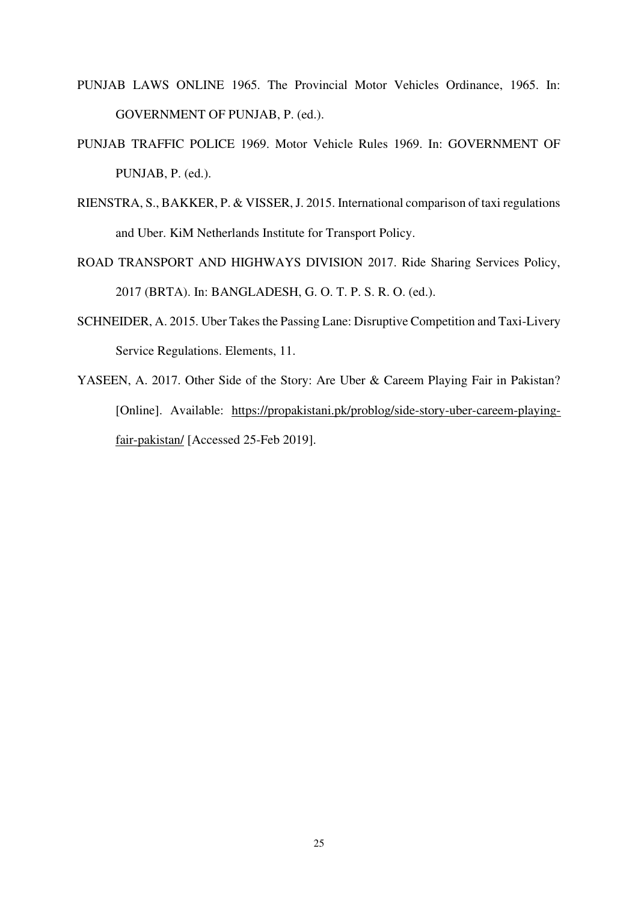PUNJAB LAWS ONLINE 1965. The Provincial Motor Vehicles Ordinance, 1965. In: GOVERNMENT OF PUNJAB, P. (ed.).

PUNJAB TRAFFIC POLICE 1969. Motor Vehicle Rules 1969. In: GOVERNMENT OF PUNJAB, P. (ed.).

RIENSTRA, S., BAKKER, P. & VISSER, J. 2015. International comparison of taxi regulations and Uber. KiM Netherlands Institute for Transport Policy.

ROAD TRANSPORT AND HIGHWAYS DIVISION 2017. Ride Sharing Services Policy, 2017 (BRTA). In: BANGLADESH, G. O. T. P. S. R. O. (ed.).

SCHNEIDER, A. 2015. Uber Takes the Passing Lane: Disruptive Competition and Taxi-Livery Service Regulations. Elements, 11.

YASEEN, A. 2017. Other Side of the Story: Are Uber & Careem Playing Fair in Pakistan? [Online]. Available: https://propakistani.pk/problog/side-story-uber-careem-playing-fair-pakistan/ [Accessed 25-Feb 2019].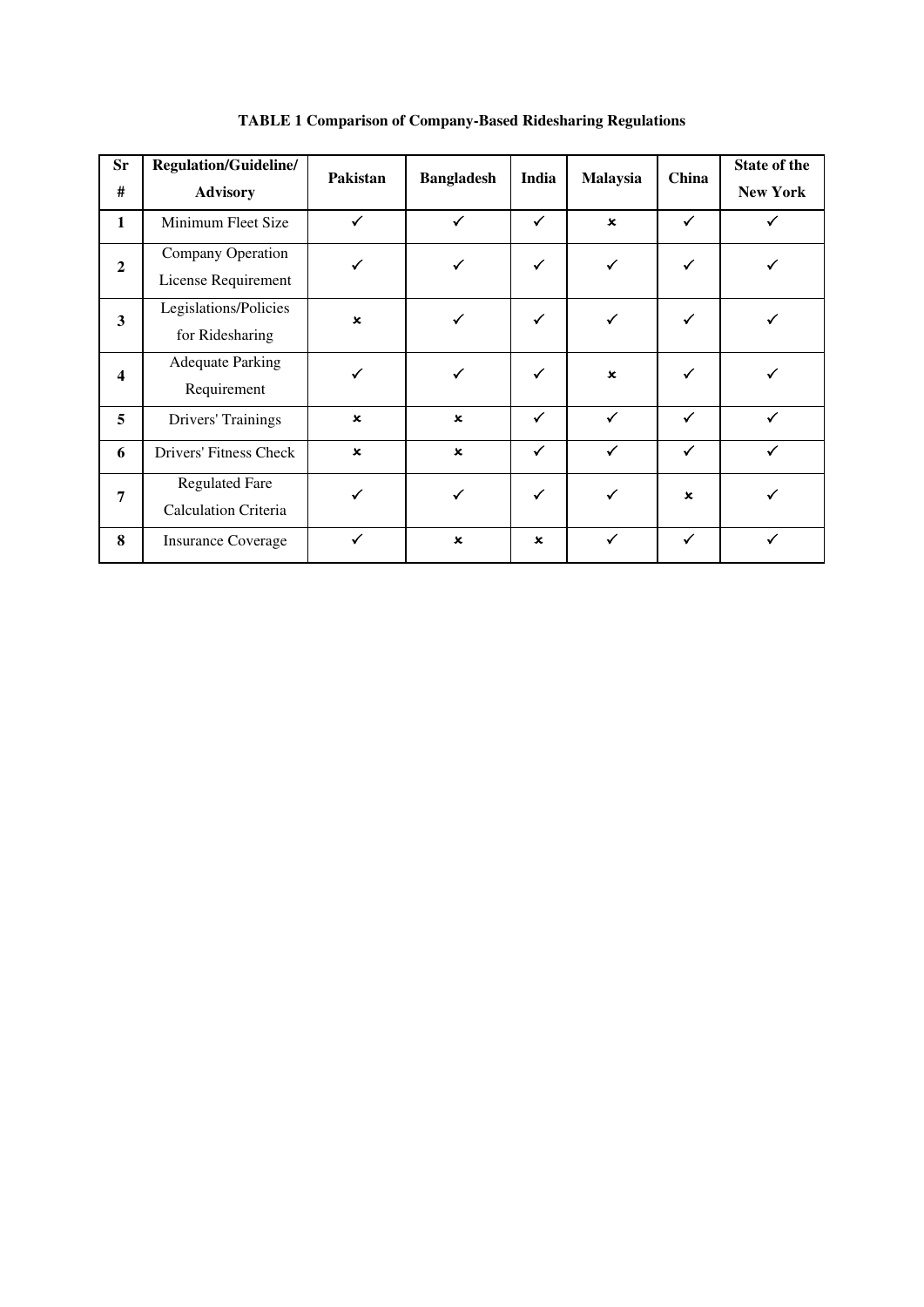**TABLE 1 Comparison of Company-Based Ridesharing Regulations**

| Sr # | Regulation/Guideline/ Advisory | Pakistan | Bangladesh | India | Malaysia | China | State of the New York |
|---|---|---|---|---|---|---|---|
| 1 | Minimum Fleet Size | ✓ | ✓ | ✓ | × | ✓ | ✓ |
| 2 | Company Operation License Requirement | ✓ | ✓ | ✓ | ✓ | ✓ | ✓ |
| 3 | Legislations/Policies for Ridesharing | × | ✓ | ✓ | ✓ | ✓ | ✓ |
| 4 | Adequate Parking Requirement | ✓ | ✓ | ✓ | × | ✓ | ✓ |
| 5 | Drivers' Trainings | × | × | ✓ | ✓ | ✓ | ✓ |
| 6 | Drivers' Fitness Check | × | × | ✓ | ✓ | ✓ | ✓ |
| 7 | Regulated Fare Calculation Criteria | ✓ | ✓ | ✓ | ✓ | × | ✓ |
| 8 | Insurance Coverage | ✓ | × | × | ✓ | ✓ | ✓ |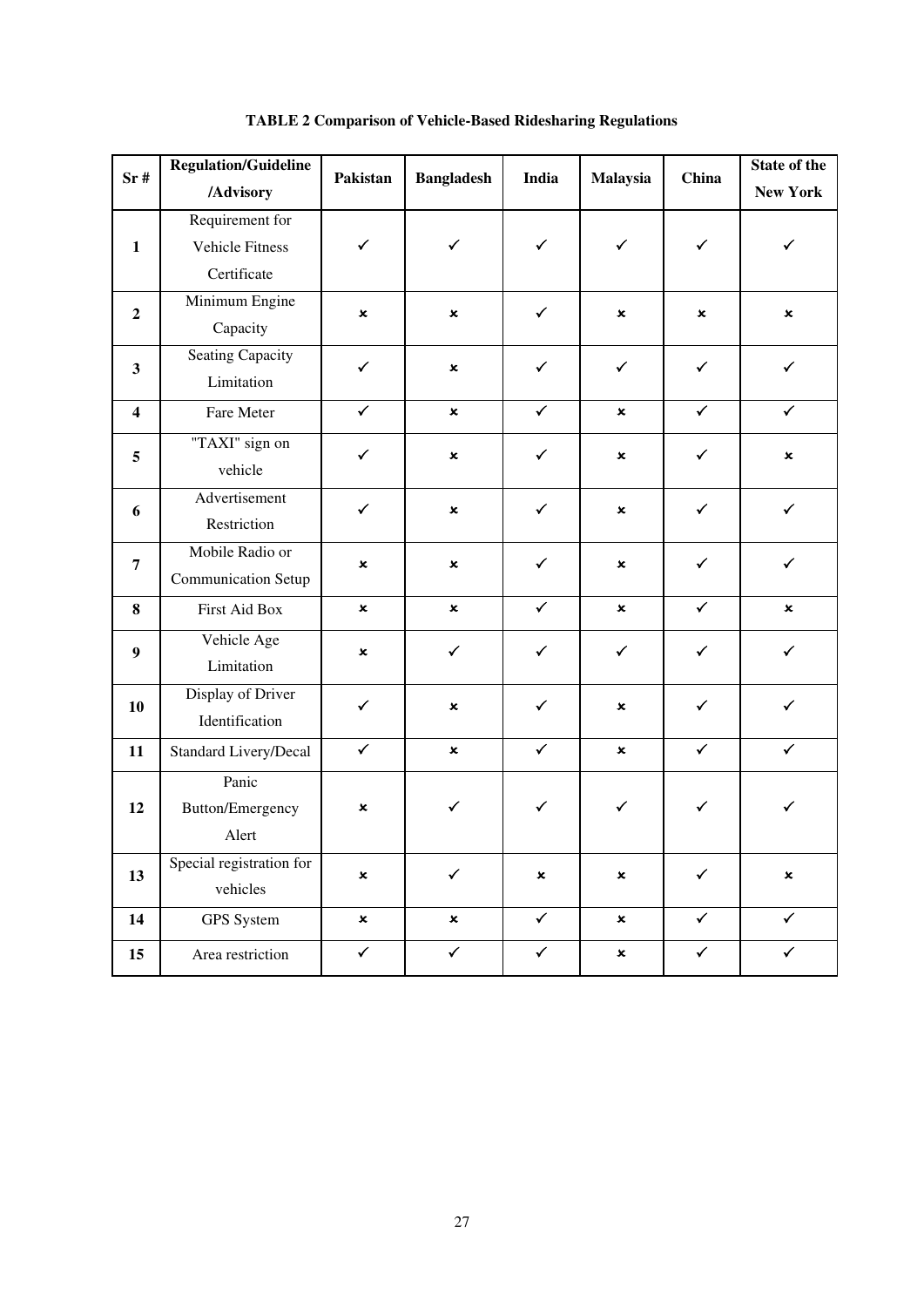**TABLE 2 Comparison of Vehicle-Based Ridesharing Regulations**

| Sr # | Regulation/Guideline /Advisory | Pakistan | Bangladesh | India | Malaysia | China | State of the New York |
|---|---|---|---|---|---|---|---|
| 1 | Requirement for Vehicle Fitness Certificate | ✓ | ✓ | ✓ | ✓ | ✓ | ✓ |
| 2 | Minimum Engine Capacity | × | × | ✓ | × | × | × |
| 3 | Seating Capacity Limitation | ✓ | × | ✓ | ✓ | ✓ | ✓ |
| 4 | Fare Meter | ✓ | × | ✓ | × | ✓ | ✓ |
| 5 | "TAXI" sign on vehicle | ✓ | × | ✓ | × | ✓ | × |
| 6 | Advertisement Restriction | ✓ | × | ✓ | × | ✓ | ✓ |
| 7 | Mobile Radio or Communication Setup | × | × | ✓ | × | ✓ | ✓ |
| 8 | First Aid Box | × | × | ✓ | × | ✓ | × |
| 9 | Vehicle Age Limitation | × | ✓ | ✓ | ✓ | ✓ | ✓ |
| 10 | Display of Driver Identification | ✓ | × | ✓ | × | ✓ | ✓ |
| 11 | Standard Livery/Decal | ✓ | × | ✓ | × | ✓ | ✓ |
| 12 | Panic Button/Emergency Alert | × | ✓ | ✓ | ✓ | ✓ | ✓ |
| 13 | Special registration for vehicles | × | ✓ | × | × | ✓ | × |
| 14 | GPS System | × | × | ✓ | × | ✓ | ✓ |
| 15 | Area restriction | ✓ | ✓ | ✓ | × | ✓ | ✓ |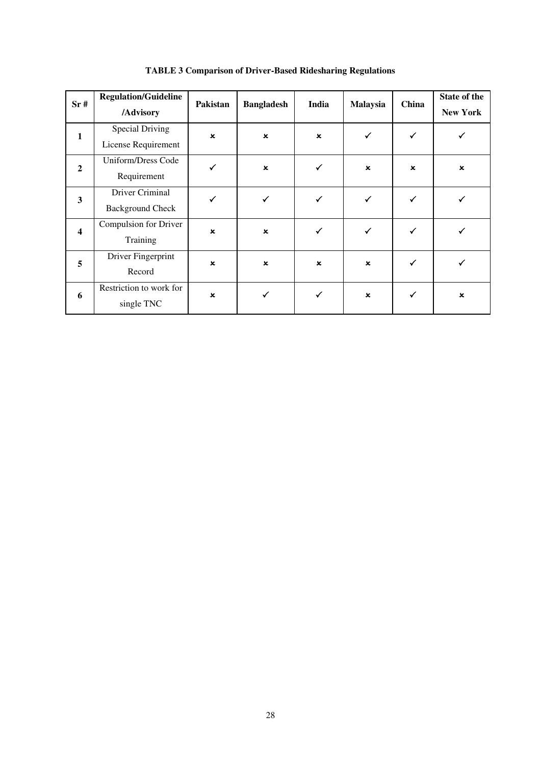**TABLE 3 Comparison of Driver-Based Ridesharing Regulations**

| Sr # | Regulation/Guideline /Advisory | Pakistan | Bangladesh | India | Malaysia | China | State of the New York |
|---|---|---|---|---|---|---|---|
| 1 | Special Driving License Requirement | × | × | × | ✓ | ✓ | ✓ |
| 2 | Uniform/Dress Code Requirement | ✓ | × | ✓ | × | × | × |
| 3 | Driver Criminal Background Check | ✓ | ✓ | ✓ | ✓ | ✓ | ✓ |
| 4 | Compulsion for Driver Training | × | × | ✓ | ✓ | ✓ | ✓ |
| 5 | Driver Fingerprint Record | × | × | × | × | ✓ | ✓ |
| 6 | Restriction to work for single TNC | × | ✓ | ✓ | × | ✓ | × |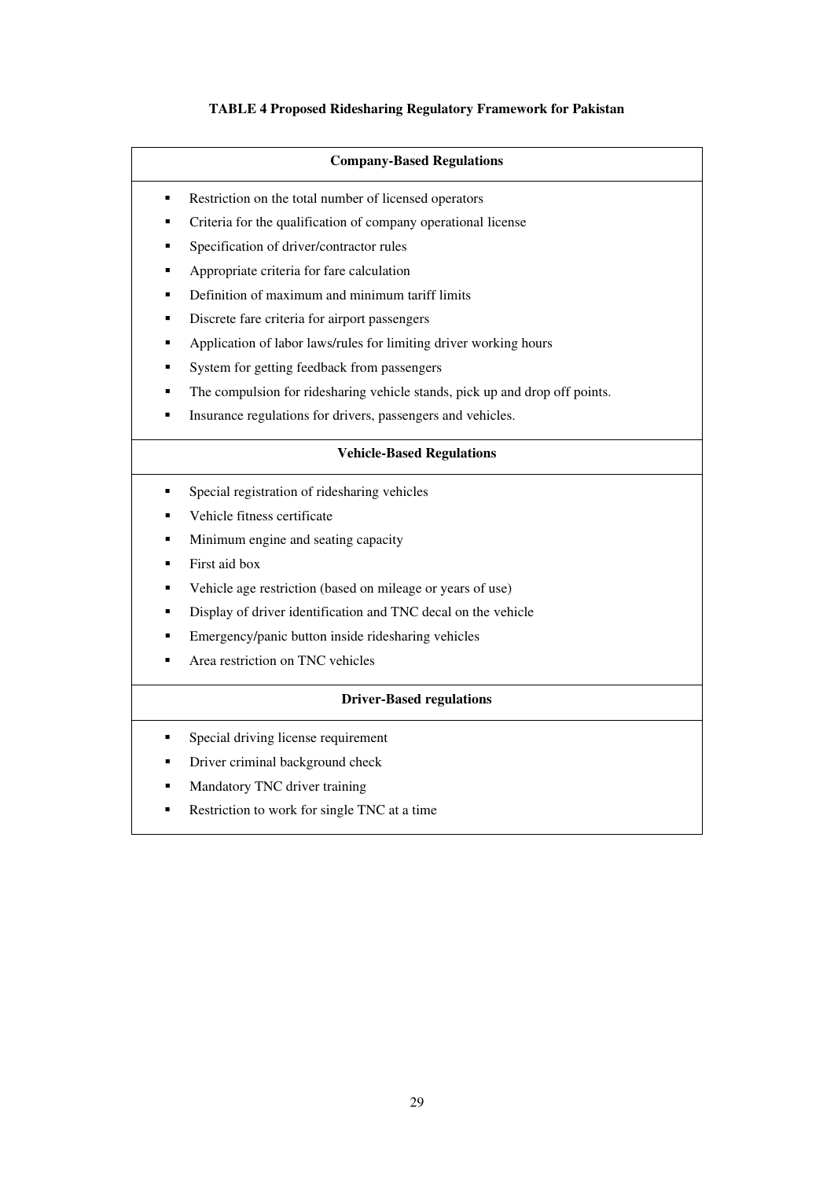**TABLE 4 Proposed Ridesharing Regulatory Framework for Pakistan**

| Company-Based Regulations |
|---|
| ▪ Restriction on the total number of licensed operators<br>▪ Criteria for the qualification of company operational license<br>▪ Specification of driver/contractor rules<br>▪ Appropriate criteria for fare calculation<br>▪ Definition of maximum and minimum tariff limits<br>▪ Discrete fare criteria for airport passengers<br>▪ Application of labor laws/rules for limiting driver working hours<br>▪ System for getting feedback from passengers<br>▪ The compulsion for ridesharing vehicle stands, pick up and drop off points.<br>▪ Insurance regulations for drivers, passengers and vehicles. |
| **Vehicle-Based Regulations** |
| ▪ Special registration of ridesharing vehicles<br>▪ Vehicle fitness certificate<br>▪ Minimum engine and seating capacity<br>▪ First aid box<br>▪ Vehicle age restriction (based on mileage or years of use)<br>▪ Display of driver identification and TNC decal on the vehicle<br>▪ Emergency/panic button inside ridesharing vehicles<br>▪ Area restriction on TNC vehicles |
| **Driver-Based regulations** |
| ▪ Special driving license requirement<br>▪ Driver criminal background check<br>▪ Mandatory TNC driver training<br>▪ Restriction to work for single TNC at a time |